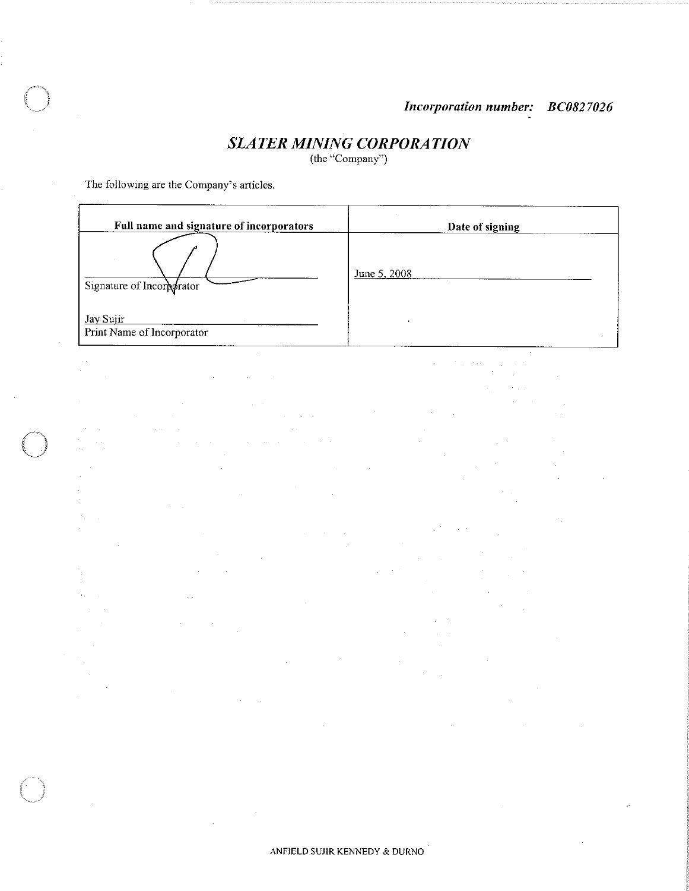***Incorporation number: BC0827026***

# *SLATER MINING CORPORATION*

(the "Company")

The following are the Company's articles.

| Full name and signature of incorporators | Date of signing |
| --- | --- |
| Signature of Incorporator<br><br>Jay Sujir<br>Print Name of Incorporator | June 5, 2008 |

ANFIELD SUJIR KENNEDY & DURNO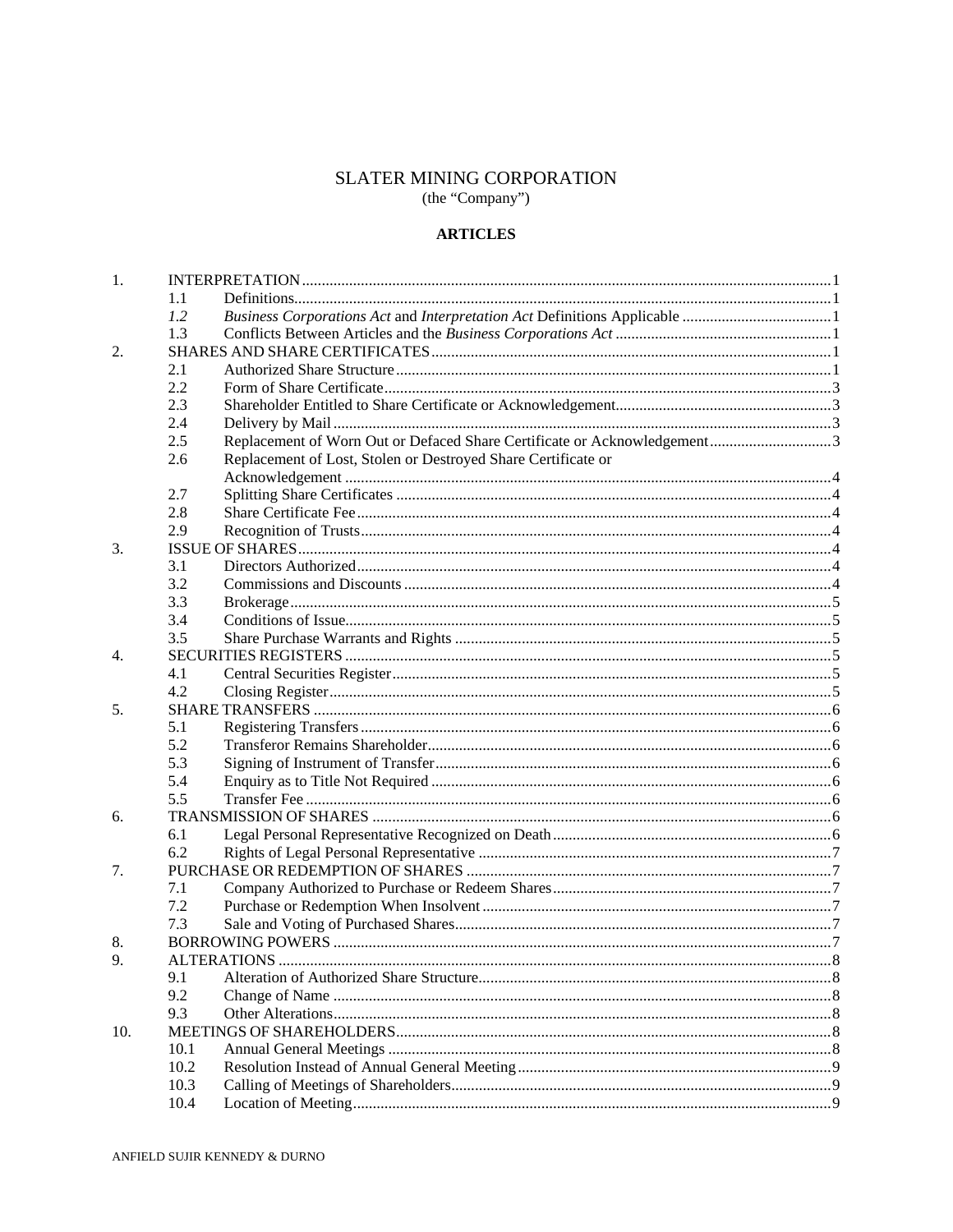# SLATER MINING CORPORATION

(the "Company")

## ARTICLES

| | | | |
|---|---|---|---|
| 1. | INTERPRETATION | | 1 |
| | 1.1 | Definitions | 1 |
| | *1.2* | *Business Corporations Act* and *Interpretation Act* Definitions Applicable | 1 |
| | 1.3 | Conflicts Between Articles and the *Business Corporations Act* | 1 |
| 2. | SHARES AND SHARE CERTIFICATES | | 1 |
| | 2.1 | Authorized Share Structure | 1 |
| | 2.2 | Form of Share Certificate | 3 |
| | 2.3 | Shareholder Entitled to Share Certificate or Acknowledgement | 3 |
| | 2.4 | Delivery by Mail | 3 |
| | 2.5 | Replacement of Worn Out or Defaced Share Certificate or Acknowledgement | 3 |
| | 2.6 | Replacement of Lost, Stolen or Destroyed Share Certificate or Acknowledgement | 4 |
| | 2.7 | Splitting Share Certificates | 4 |
| | 2.8 | Share Certificate Fee | 4 |
| | 2.9 | Recognition of Trusts | 4 |
| 3. | ISSUE OF SHARES | | 4 |
| | 3.1 | Directors Authorized | 4 |
| | 3.2 | Commissions and Discounts | 4 |
| | 3.3 | Brokerage | 5 |
| | 3.4 | Conditions of Issue | 5 |
| | 3.5 | Share Purchase Warrants and Rights | 5 |
| 4. | SECURITIES REGISTERS | | 5 |
| | 4.1 | Central Securities Register | 5 |
| | 4.2 | Closing Register | 5 |
| 5. | SHARE TRANSFERS | | 6 |
| | 5.1 | Registering Transfers | 6 |
| | 5.2 | Transferor Remains Shareholder | 6 |
| | 5.3 | Signing of Instrument of Transfer | 6 |
| | 5.4 | Enquiry as to Title Not Required | 6 |
| | 5.5 | Transfer Fee | 6 |
| 6. | TRANSMISSION OF SHARES | | 6 |
| | 6.1 | Legal Personal Representative Recognized on Death | 6 |
| | 6.2 | Rights of Legal Personal Representative | 7 |
| 7. | PURCHASE OR REDEMPTION OF SHARES | | 7 |
| | 7.1 | Company Authorized to Purchase or Redeem Shares | 7 |
| | 7.2 | Purchase or Redemption When Insolvent | 7 |
| | 7.3 | Sale and Voting of Purchased Shares | 7 |
| 8. | BORROWING POWERS | | 7 |
| 9. | ALTERATIONS | | 8 |
| | 9.1 | Alteration of Authorized Share Structure | 8 |
| | 9.2 | Change of Name | 8 |
| | 9.3 | Other Alterations | 8 |
| 10. | MEETINGS OF SHAREHOLDERS | | 8 |
| | 10.1 | Annual General Meetings | 8 |
| | 10.2 | Resolution Instead of Annual General Meeting | 9 |
| | 10.3 | Calling of Meetings of Shareholders | 9 |
| | 10.4 | Location of Meeting | 9 |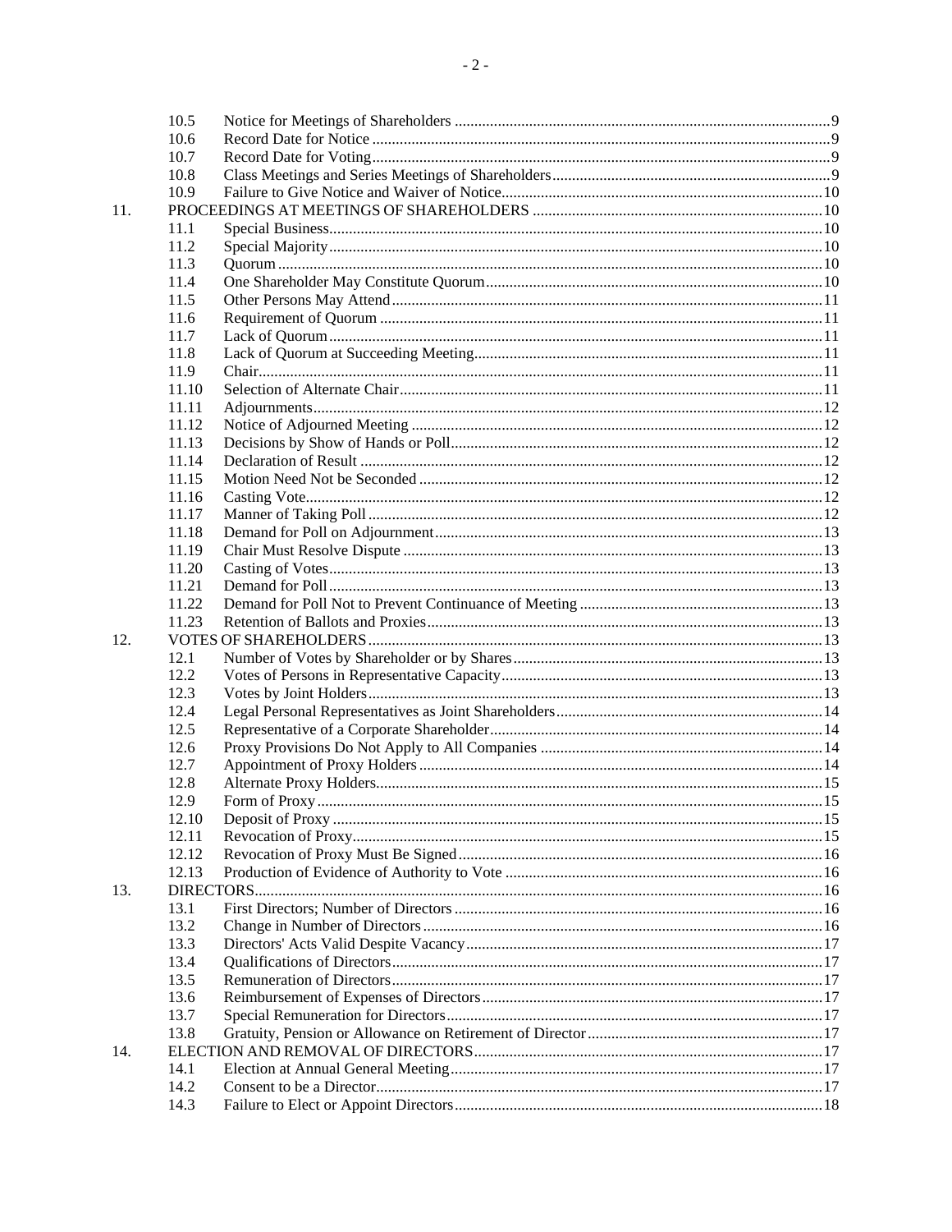| | | | |
|---|---|---|---|
| | 10.5 | Notice for Meetings of Shareholders | 9 |
| | 10.6 | Record Date for Notice | 9 |
| | 10.7 | Record Date for Voting | 9 |
| | 10.8 | Class Meetings and Series Meetings of Shareholders | 9 |
| | 10.9 | Failure to Give Notice and Waiver of Notice | 10 |
| 11. | PROCEEDINGS AT MEETINGS OF SHAREHOLDERS | | 10 |
| | 11.1 | Special Business | 10 |
| | 11.2 | Special Majority | 10 |
| | 11.3 | Quorum | 10 |
| | 11.4 | One Shareholder May Constitute Quorum | 10 |
| | 11.5 | Other Persons May Attend | 11 |
| | 11.6 | Requirement of Quorum | 11 |
| | 11.7 | Lack of Quorum | 11 |
| | 11.8 | Lack of Quorum at Succeeding Meeting | 11 |
| | 11.9 | Chair | 11 |
| | 11.10 | Selection of Alternate Chair | 11 |
| | 11.11 | Adjournments | 12 |
| | 11.12 | Notice of Adjourned Meeting | 12 |
| | 11.13 | Decisions by Show of Hands or Poll | 12 |
| | 11.14 | Declaration of Result | 12 |
| | 11.15 | Motion Need Not be Seconded | 12 |
| | 11.16 | Casting Vote | 12 |
| | 11.17 | Manner of Taking Poll | 12 |
| | 11.18 | Demand for Poll on Adjournment | 13 |
| | 11.19 | Chair Must Resolve Dispute | 13 |
| | 11.20 | Casting of Votes | 13 |
| | 11.21 | Demand for Poll | 13 |
| | 11.22 | Demand for Poll Not to Prevent Continuance of Meeting | 13 |
| | 11.23 | Retention of Ballots and Proxies | 13 |
| 12. | VOTES OF SHAREHOLDERS | | 13 |
| | 12.1 | Number of Votes by Shareholder or by Shares | 13 |
| | 12.2 | Votes of Persons in Representative Capacity | 13 |
| | 12.3 | Votes by Joint Holders | 13 |
| | 12.4 | Legal Personal Representatives as Joint Shareholders | 14 |
| | 12.5 | Representative of a Corporate Shareholder | 14 |
| | 12.6 | Proxy Provisions Do Not Apply to All Companies | 14 |
| | 12.7 | Appointment of Proxy Holders | 14 |
| | 12.8 | Alternate Proxy Holders | 15 |
| | 12.9 | Form of Proxy | 15 |
| | 12.10 | Deposit of Proxy | 15 |
| | 12.11 | Revocation of Proxy | 15 |
| | 12.12 | Revocation of Proxy Must Be Signed | 16 |
| | 12.13 | Production of Evidence of Authority to Vote | 16 |
| 13. | DIRECTORS | | 16 |
| | 13.1 | First Directors; Number of Directors | 16 |
| | 13.2 | Change in Number of Directors | 16 |
| | 13.3 | Directors' Acts Valid Despite Vacancy | 17 |
| | 13.4 | Qualifications of Directors | 17 |
| | 13.5 | Remuneration of Directors | 17 |
| | 13.6 | Reimbursement of Expenses of Directors | 17 |
| | 13.7 | Special Remuneration for Directors | 17 |
| | 13.8 | Gratuity, Pension or Allowance on Retirement of Director | 17 |
| 14. | ELECTION AND REMOVAL OF DIRECTORS | | 17 |
| | 14.1 | Election at Annual General Meeting | 17 |
| | 14.2 | Consent to be a Director | 17 |
| | 14.3 | Failure to Elect or Appoint Directors | 18 |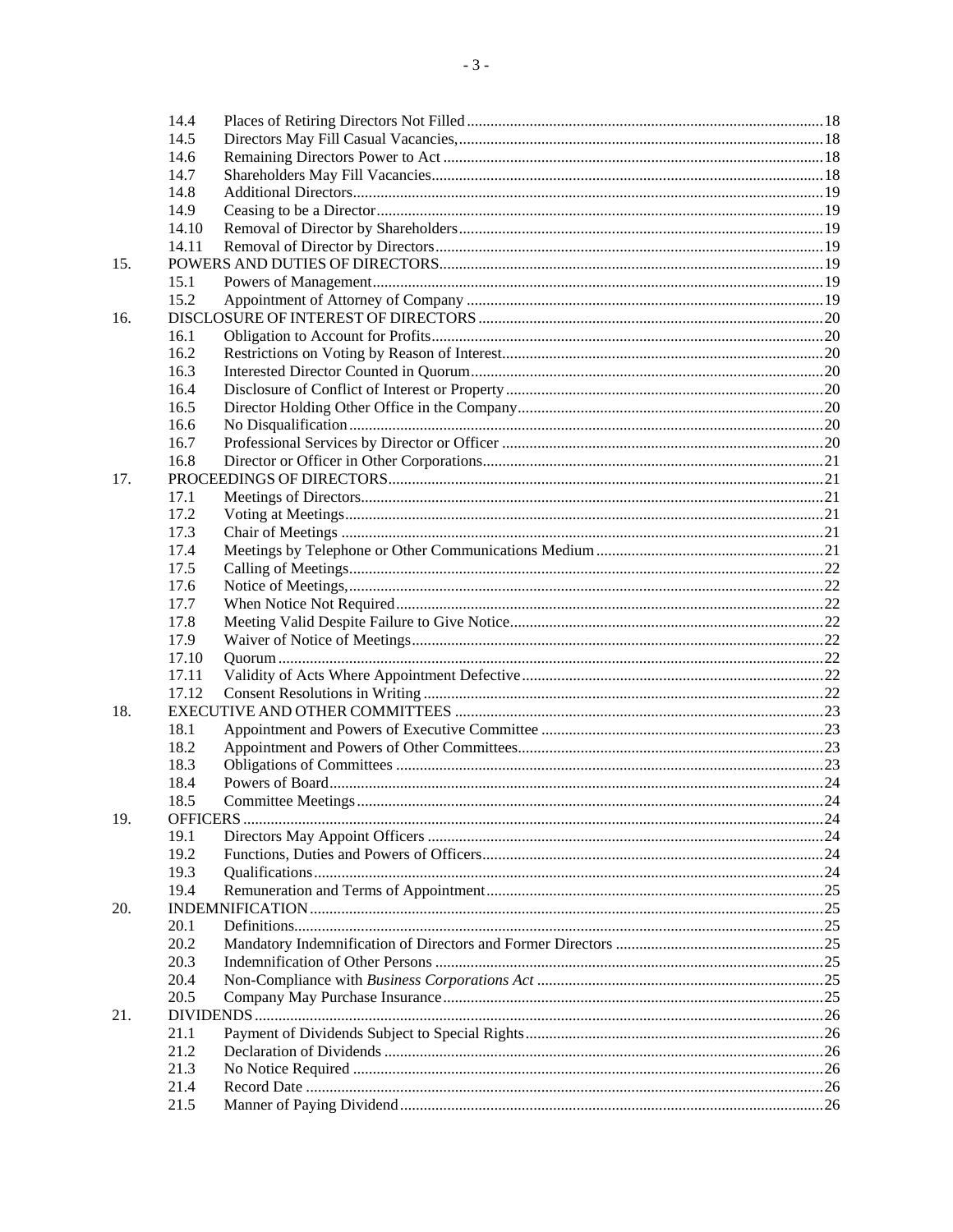| | | | |
|---|---|---|---|
| | 14.4 | Places of Retiring Directors Not Filled | 18 |
| | 14.5 | Directors May Fill Casual Vacancies, | 18 |
| | 14.6 | Remaining Directors Power to Act | 18 |
| | 14.7 | Shareholders May Fill Vacancies | 18 |
| | 14.8 | Additional Directors | 19 |
| | 14.9 | Ceasing to be a Director | 19 |
| | 14.10 | Removal of Director by Shareholders | 19 |
| | 14.11 | Removal of Director by Directors | 19 |
| 15. | POWERS AND DUTIES OF DIRECTORS | | 19 |
| | 15.1 | Powers of Management | 19 |
| | 15.2 | Appointment of Attorney of Company | 19 |
| 16. | DISCLOSURE OF INTEREST OF DIRECTORS | | 20 |
| | 16.1 | Obligation to Account for Profits | 20 |
| | 16.2 | Restrictions on Voting by Reason of Interest | 20 |
| | 16.3 | Interested Director Counted in Quorum | 20 |
| | 16.4 | Disclosure of Conflict of Interest or Property | 20 |
| | 16.5 | Director Holding Other Office in the Company | 20 |
| | 16.6 | No Disqualification | 20 |
| | 16.7 | Professional Services by Director or Officer | 20 |
| | 16.8 | Director or Officer in Other Corporations | 21 |
| 17. | PROCEEDINGS OF DIRECTORS | | 21 |
| | 17.1 | Meetings of Directors | 21 |
| | 17.2 | Voting at Meetings | 21 |
| | 17.3 | Chair of Meetings | 21 |
| | 17.4 | Meetings by Telephone or Other Communications Medium | 21 |
| | 17.5 | Calling of Meetings | 22 |
| | 17.6 | Notice of Meetings, | 22 |
| | 17.7 | When Notice Not Required | 22 |
| | 17.8 | Meeting Valid Despite Failure to Give Notice | 22 |
| | 17.9 | Waiver of Notice of Meetings | 22 |
| | 17.10 | Quorum | 22 |
| | 17.11 | Validity of Acts Where Appointment Defective | 22 |
| | 17.12 | Consent Resolutions in Writing | 22 |
| 18. | EXECUTIVE AND OTHER COMMITTEES | | 23 |
| | 18.1 | Appointment and Powers of Executive Committee | 23 |
| | 18.2 | Appointment and Powers of Other Committees | 23 |
| | 18.3 | Obligations of Committees | 23 |
| | 18.4 | Powers of Board | 24 |
| | 18.5 | Committee Meetings | 24 |
| 19. | OFFICERS | | 24 |
| | 19.1 | Directors May Appoint Officers | 24 |
| | 19.2 | Functions, Duties and Powers of Officers | 24 |
| | 19.3 | Qualifications | 24 |
| | 19.4 | Remuneration and Terms of Appointment | 25 |
| 20. | INDEMNIFICATION | | 25 |
| | 20.1 | Definitions | 25 |
| | 20.2 | Mandatory Indemnification of Directors and Former Directors | 25 |
| | 20.3 | Indemnification of Other Persons | 25 |
| | 20.4 | Non-Compliance with *Business Corporations Act* | 25 |
| | 20.5 | Company May Purchase Insurance | 25 |
| 21. | DIVIDENDS | | 26 |
| | 21.1 | Payment of Dividends Subject to Special Rights | 26 |
| | 21.2 | Declaration of Dividends | 26 |
| | 21.3 | No Notice Required | 26 |
| | 21.4 | Record Date | 26 |
| | 21.5 | Manner of Paying Dividend | 26 |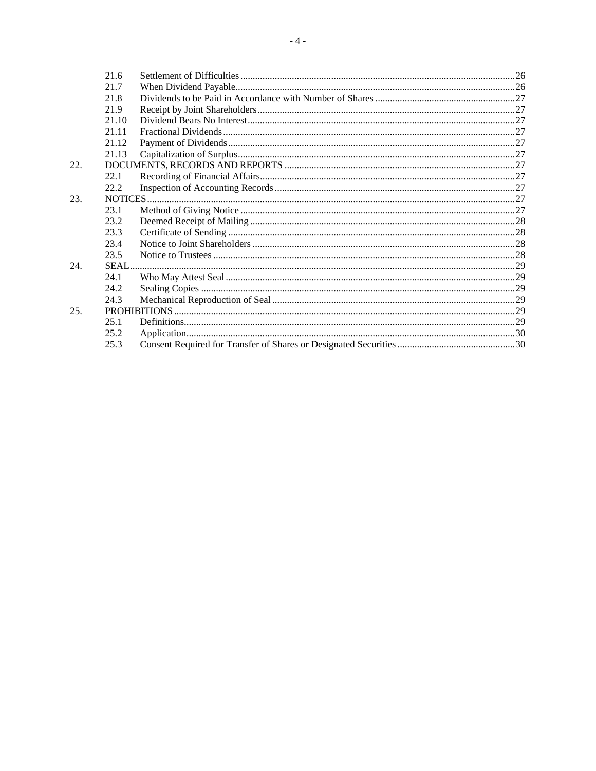| | | | |
|---|---|---|---|
| | 21.6 | Settlement of Difficulties | 26 |
| | 21.7 | When Dividend Payable | 26 |
| | 21.8 | Dividends to be Paid in Accordance with Number of Shares | 27 |
| | 21.9 | Receipt by Joint Shareholders | 27 |
| | 21.10 | Dividend Bears No Interest | 27 |
| | 21.11 | Fractional Dividends | 27 |
| | 21.12 | Payment of Dividends | 27 |
| | 21.13 | Capitalization of Surplus | 27 |
| 22. | DOCUMENTS, RECORDS AND REPORTS | | 27 |
| | 22.1 | Recording of Financial Affairs | 27 |
| | 22.2 | Inspection of Accounting Records | 27 |
| 23. | NOTICES | | 27 |
| | 23.1 | Method of Giving Notice | 27 |
| | 23.2 | Deemed Receipt of Mailing | 28 |
| | 23.3 | Certificate of Sending | 28 |
| | 23.4 | Notice to Joint Shareholders | 28 |
| | 23.5 | Notice to Trustees | 28 |
| 24. | SEAL | | 29 |
| | 24.1 | Who May Attest Seal | 29 |
| | 24.2 | Sealing Copies | 29 |
| | 24.3 | Mechanical Reproduction of Seal | 29 |
| 25. | PROHIBITIONS | | 29 |
| | 25.1 | Definitions | 29 |
| | 25.2 | Application | 30 |
| | 25.3 | Consent Required for Transfer of Shares or Designated Securities | 30 |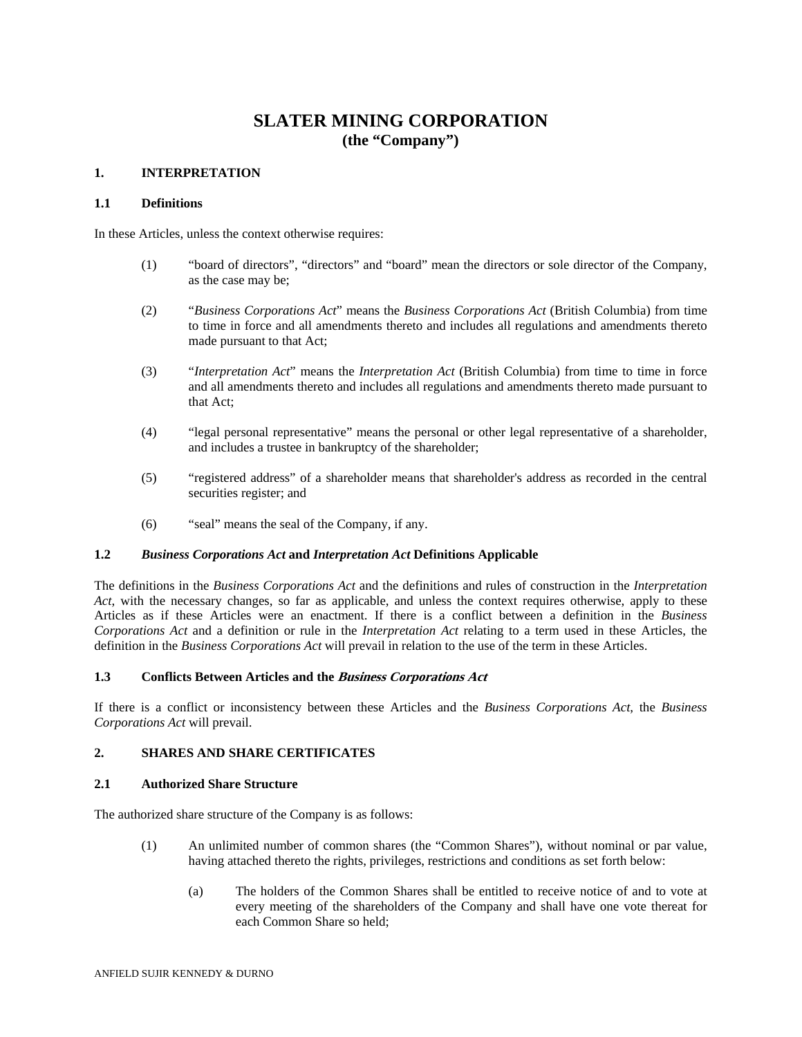# SLATER MINING CORPORATION
## (the "Company")

### 1. INTERPRETATION

#### 1.1 Definitions

In these Articles, unless the context otherwise requires:

(1) "board of directors", "directors" and "board" mean the directors or sole director of the Company, as the case may be;

(2) "*Business Corporations Act*" means the *Business Corporations Act* (British Columbia) from time to time in force and all amendments thereto and includes all regulations and amendments thereto made pursuant to that Act;

(3) "*Interpretation Act*" means the *Interpretation Act* (British Columbia) from time to time in force and all amendments thereto and includes all regulations and amendments thereto made pursuant to that Act;

(4) "legal personal representative" means the personal or other legal representative of a shareholder, and includes a trustee in bankruptcy of the shareholder;

(5) "registered address" of a shareholder means that shareholder's address as recorded in the central securities register; and

(6) "seal" means the seal of the Company, if any.

#### 1.2 *Business Corporations Act* and *Interpretation Act* Definitions Applicable

The definitions in the *Business Corporations Act* and the definitions and rules of construction in the *Interpretation Act*, with the necessary changes, so far as applicable, and unless the context requires otherwise, apply to these Articles as if these Articles were an enactment. If there is a conflict between a definition in the *Business Corporations Act* and a definition or rule in the *Interpretation Act* relating to a term used in these Articles, the definition in the *Business Corporations Act* will prevail in relation to the use of the term in these Articles.

#### 1.3 Conflicts Between Articles and the *Business Corporations Act*

If there is a conflict or inconsistency between these Articles and the *Business Corporations Act*, the *Business Corporations Act* will prevail.

### 2. SHARES AND SHARE CERTIFICATES

#### 2.1 Authorized Share Structure

The authorized share structure of the Company is as follows:

(1) An unlimited number of common shares (the "Common Shares"), without nominal or par value, having attached thereto the rights, privileges, restrictions and conditions as set forth below:

(a) The holders of the Common Shares shall be entitled to receive notice of and to vote at every meeting of the shareholders of the Company and shall have one vote thereat for each Common Share so held;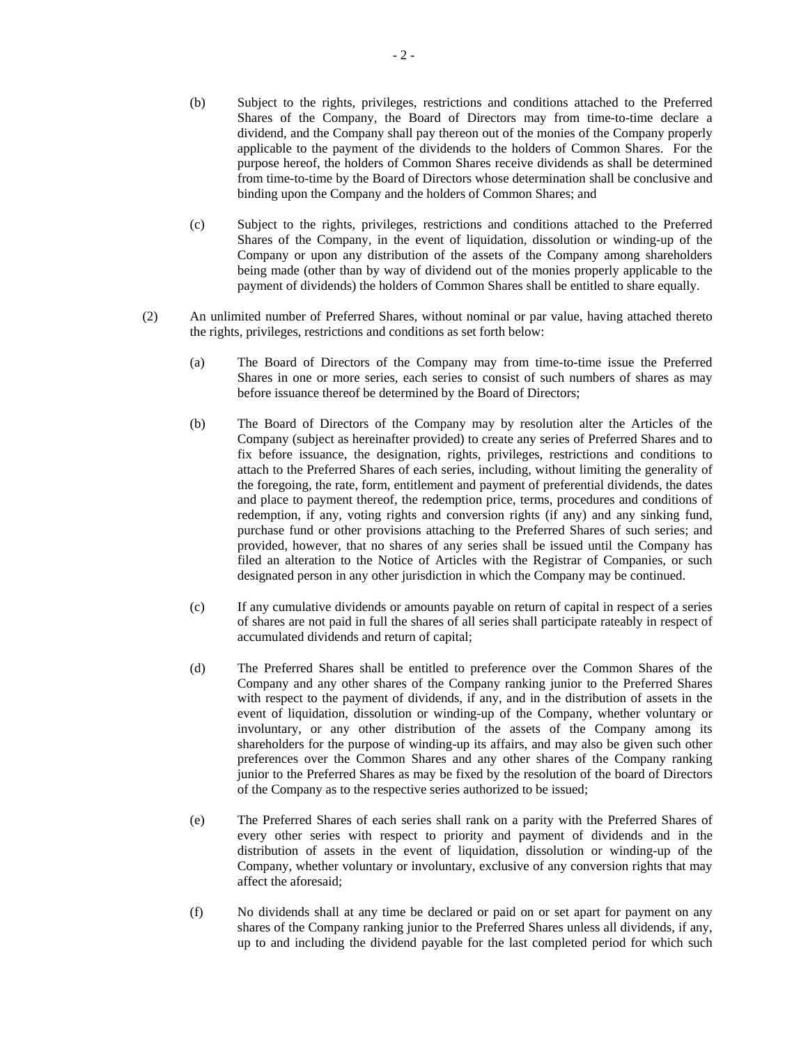(b) Subject to the rights, privileges, restrictions and conditions attached to the Preferred Shares of the Company, the Board of Directors may from time-to-time declare a dividend, and the Company shall pay thereon out of the monies of the Company properly applicable to the payment of the dividends to the holders of Common Shares. For the purpose hereof, the holders of Common Shares receive dividends as shall be determined from time-to-time by the Board of Directors whose determination shall be conclusive and binding upon the Company and the holders of Common Shares; and

(c) Subject to the rights, privileges, restrictions and conditions attached to the Preferred Shares of the Company, in the event of liquidation, dissolution or winding-up of the Company or upon any distribution of the assets of the Company among shareholders being made (other than by way of dividend out of the monies properly applicable to the payment of dividends) the holders of Common Shares shall be entitled to share equally.

(2) An unlimited number of Preferred Shares, without nominal or par value, having attached thereto the rights, privileges, restrictions and conditions as set forth below:

(a) The Board of Directors of the Company may from time-to-time issue the Preferred Shares in one or more series, each series to consist of such numbers of shares as may before issuance thereof be determined by the Board of Directors;

(b) The Board of Directors of the Company may by resolution alter the Articles of the Company (subject as hereinafter provided) to create any series of Preferred Shares and to fix before issuance, the designation, rights, privileges, restrictions and conditions to attach to the Preferred Shares of each series, including, without limiting the generality of the foregoing, the rate, form, entitlement and payment of preferential dividends, the dates and place to payment thereof, the redemption price, terms, procedures and conditions of redemption, if any, voting rights and conversion rights (if any) and any sinking fund, purchase fund or other provisions attaching to the Preferred Shares of such series; and provided, however, that no shares of any series shall be issued until the Company has filed an alteration to the Notice of Articles with the Registrar of Companies, or such designated person in any other jurisdiction in which the Company may be continued.

(c) If any cumulative dividends or amounts payable on return of capital in respect of a series of shares are not paid in full the shares of all series shall participate rateably in respect of accumulated dividends and return of capital;

(d) The Preferred Shares shall be entitled to preference over the Common Shares of the Company and any other shares of the Company ranking junior to the Preferred Shares with respect to the payment of dividends, if any, and in the distribution of assets in the event of liquidation, dissolution or winding-up of the Company, whether voluntary or involuntary, or any other distribution of the assets of the Company among its shareholders for the purpose of winding-up its affairs, and may also be given such other preferences over the Common Shares and any other shares of the Company ranking junior to the Preferred Shares as may be fixed by the resolution of the board of Directors of the Company as to the respective series authorized to be issued;

(e) The Preferred Shares of each series shall rank on a parity with the Preferred Shares of every other series with respect to priority and payment of dividends and in the distribution of assets in the event of liquidation, dissolution or winding-up of the Company, whether voluntary or involuntary, exclusive of any conversion rights that may affect the aforesaid;

(f) No dividends shall at any time be declared or paid on or set apart for payment on any shares of the Company ranking junior to the Preferred Shares unless all dividends, if any, up to and including the dividend payable for the last completed period for which such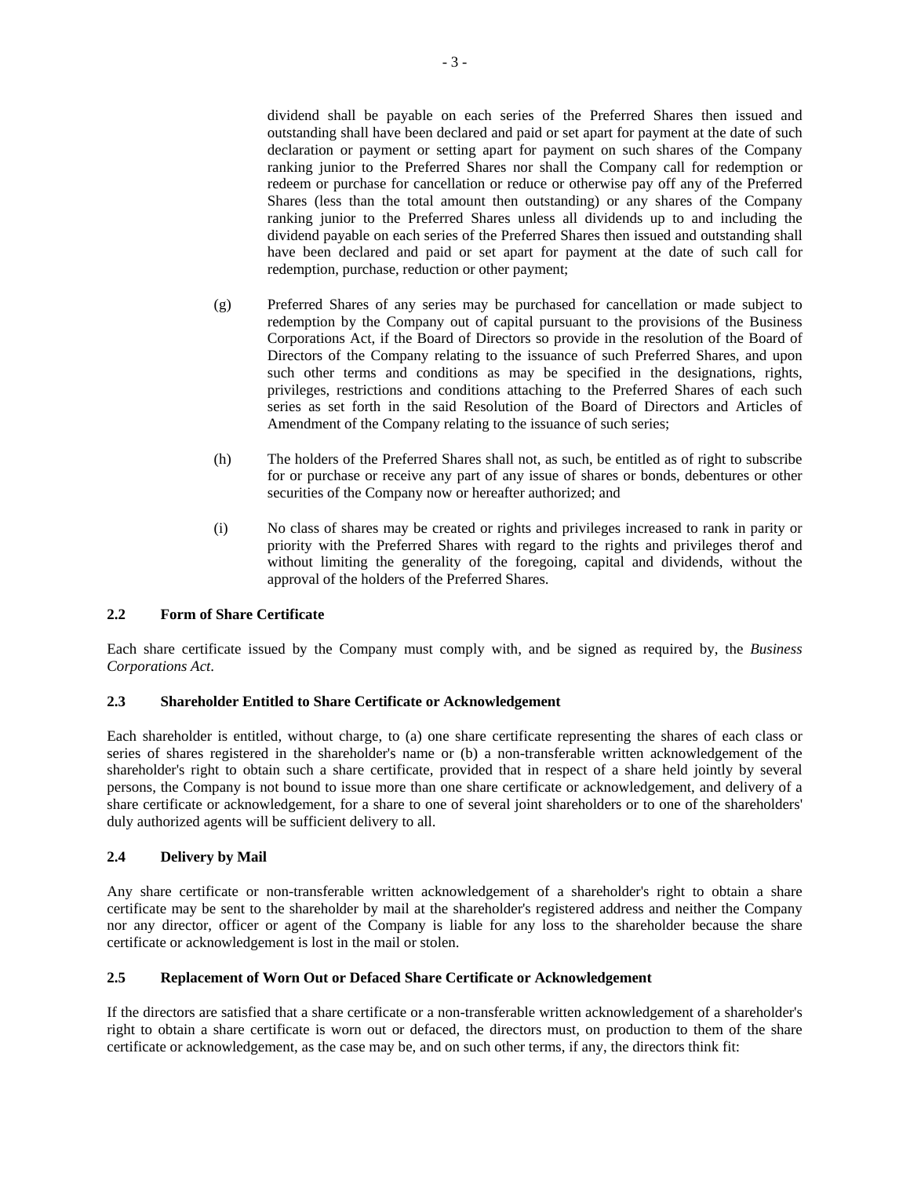dividend shall be payable on each series of the Preferred Shares then issued and outstanding shall have been declared and paid or set apart for payment at the date of such declaration or payment or setting apart for payment on such shares of the Company ranking junior to the Preferred Shares nor shall the Company call for redemption or redeem or purchase for cancellation or reduce or otherwise pay off any of the Preferred Shares (less than the total amount then outstanding) or any shares of the Company ranking junior to the Preferred Shares unless all dividends up to and including the dividend payable on each series of the Preferred Shares then issued and outstanding shall have been declared and paid or set apart for payment at the date of such call for redemption, purchase, reduction or other payment;

(g) Preferred Shares of any series may be purchased for cancellation or made subject to redemption by the Company out of capital pursuant to the provisions of the Business Corporations Act, if the Board of Directors so provide in the resolution of the Board of Directors of the Company relating to the issuance of such Preferred Shares, and upon such other terms and conditions as may be specified in the designations, rights, privileges, restrictions and conditions attaching to the Preferred Shares of each such series as set forth in the said Resolution of the Board of Directors and Articles of Amendment of the Company relating to the issuance of such series;

(h) The holders of the Preferred Shares shall not, as such, be entitled as of right to subscribe for or purchase or receive any part of any issue of shares or bonds, debentures or other securities of the Company now or hereafter authorized; and

(i) No class of shares may be created or rights and privileges increased to rank in parity or priority with the Preferred Shares with regard to the rights and privileges therof and without limiting the generality of the foregoing, capital and dividends, without the approval of the holders of the Preferred Shares.

### 2.2 Form of Share Certificate

Each share certificate issued by the Company must comply with, and be signed as required by, the *Business Corporations Act*.

### 2.3 Shareholder Entitled to Share Certificate or Acknowledgement

Each shareholder is entitled, without charge, to (a) one share certificate representing the shares of each class or series of shares registered in the shareholder's name or (b) a non-transferable written acknowledgement of the shareholder's right to obtain such a share certificate, provided that in respect of a share held jointly by several persons, the Company is not bound to issue more than one share certificate or acknowledgement, and delivery of a share certificate or acknowledgement, for a share to one of several joint shareholders or to one of the shareholders' duly authorized agents will be sufficient delivery to all.

### 2.4 Delivery by Mail

Any share certificate or non-transferable written acknowledgement of a shareholder's right to obtain a share certificate may be sent to the shareholder by mail at the shareholder's registered address and neither the Company nor any director, officer or agent of the Company is liable for any loss to the shareholder because the share certificate or acknowledgement is lost in the mail or stolen.

### 2.5 Replacement of Worn Out or Defaced Share Certificate or Acknowledgement

If the directors are satisfied that a share certificate or a non-transferable written acknowledgement of a shareholder's right to obtain a share certificate is worn out or defaced, the directors must, on production to them of the share certificate or acknowledgement, as the case may be, and on such other terms, if any, the directors think fit: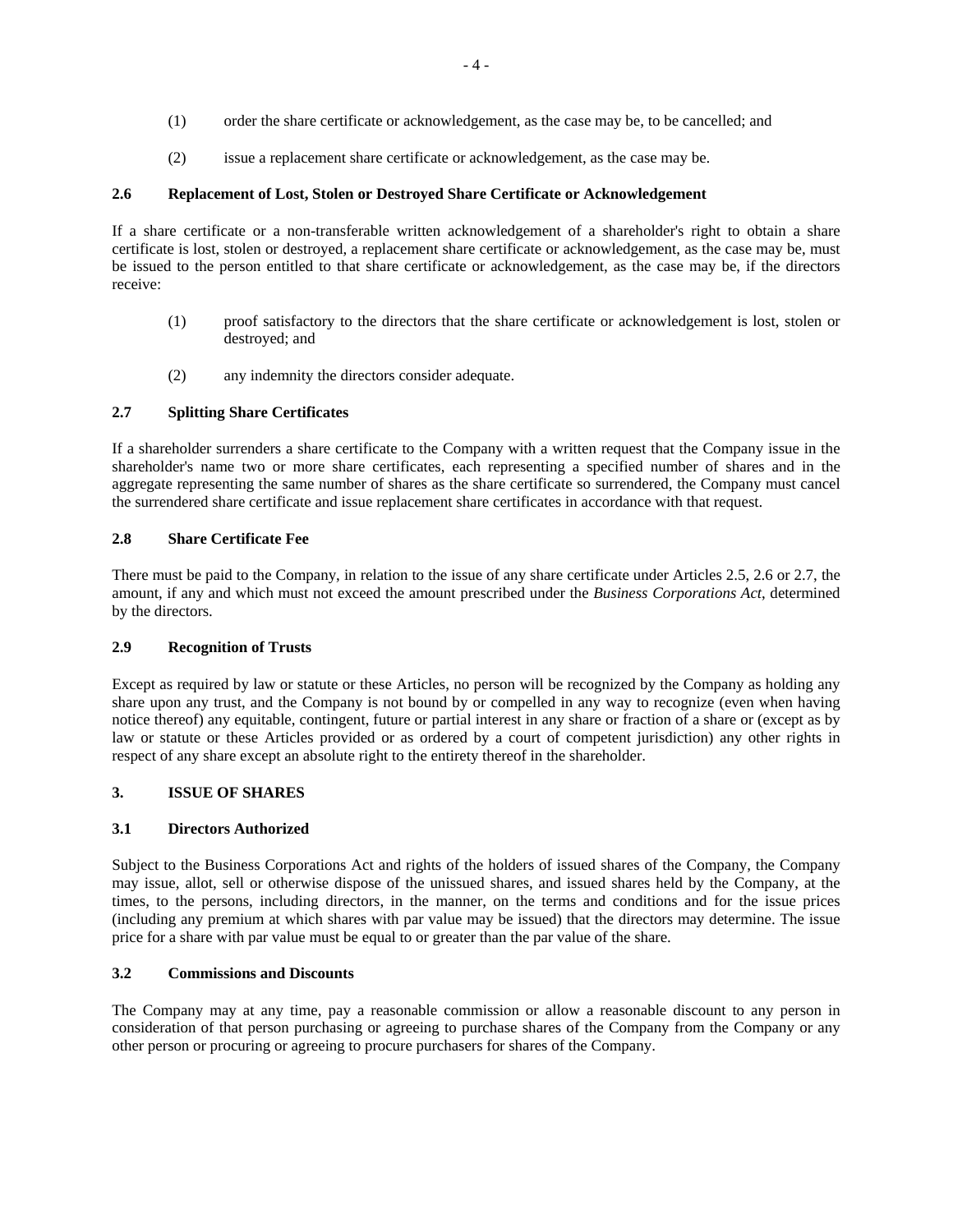(1) order the share certificate or acknowledgement, as the case may be, to be cancelled; and

(2) issue a replacement share certificate or acknowledgement, as the case may be.

### 2.6 Replacement of Lost, Stolen or Destroyed Share Certificate or Acknowledgement

If a share certificate or a non-transferable written acknowledgement of a shareholder's right to obtain a share certificate is lost, stolen or destroyed, a replacement share certificate or acknowledgement, as the case may be, must be issued to the person entitled to that share certificate or acknowledgement, as the case may be, if the directors receive:

(1) proof satisfactory to the directors that the share certificate or acknowledgement is lost, stolen or destroyed; and

(2) any indemnity the directors consider adequate.

### 2.7 Splitting Share Certificates

If a shareholder surrenders a share certificate to the Company with a written request that the Company issue in the shareholder's name two or more share certificates, each representing a specified number of shares and in the aggregate representing the same number of shares as the share certificate so surrendered, the Company must cancel the surrendered share certificate and issue replacement share certificates in accordance with that request.

### 2.8 Share Certificate Fee

There must be paid to the Company, in relation to the issue of any share certificate under Articles 2.5, 2.6 or 2.7, the amount, if any and which must not exceed the amount prescribed under the *Business Corporations Act*, determined by the directors.

### 2.9 Recognition of Trusts

Except as required by law or statute or these Articles, no person will be recognized by the Company as holding any share upon any trust, and the Company is not bound by or compelled in any way to recognize (even when having notice thereof) any equitable, contingent, future or partial interest in any share or fraction of a share or (except as by law or statute or these Articles provided or as ordered by a court of competent jurisdiction) any other rights in respect of any share except an absolute right to the entirety thereof in the shareholder.

## 3. ISSUE OF SHARES

### 3.1 Directors Authorized

Subject to the Business Corporations Act and rights of the holders of issued shares of the Company, the Company may issue, allot, sell or otherwise dispose of the unissued shares, and issued shares held by the Company, at the times, to the persons, including directors, in the manner, on the terms and conditions and for the issue prices (including any premium at which shares with par value may be issued) that the directors may determine. The issue price for a share with par value must be equal to or greater than the par value of the share.

### 3.2 Commissions and Discounts

The Company may at any time, pay a reasonable commission or allow a reasonable discount to any person in consideration of that person purchasing or agreeing to purchase shares of the Company from the Company or any other person or procuring or agreeing to procure purchasers for shares of the Company.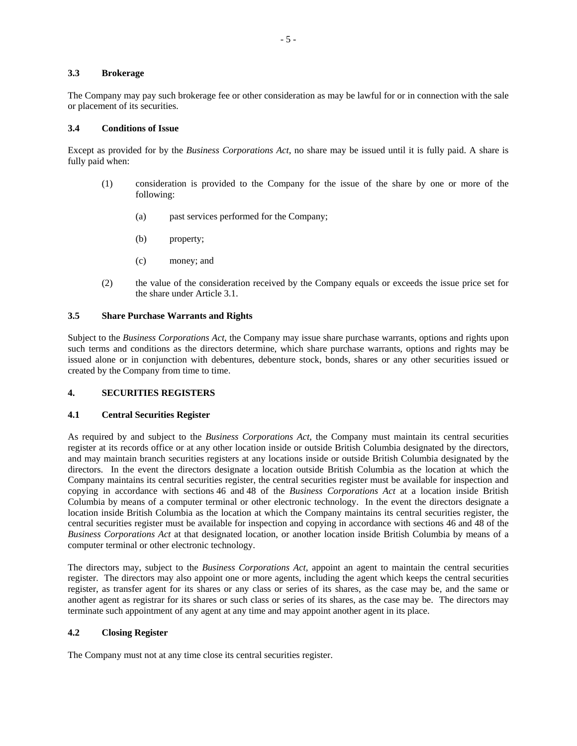### 3.3 Brokerage

The Company may pay such brokerage fee or other consideration as may be lawful for or in connection with the sale or placement of its securities.

### 3.4 Conditions of Issue

Except as provided for by the *Business Corporations Act,* no share may be issued until it is fully paid. A share is fully paid when:

(1) consideration is provided to the Company for the issue of the share by one or more of the following:

  (a) past services performed for the Company;

  (b) property;

  (c) money; and

(2) the value of the consideration received by the Company equals or exceeds the issue price set for the share under Article 3.1.

### 3.5 Share Purchase Warrants and Rights

Subject to the *Business Corporations Act*, the Company may issue share purchase warrants, options and rights upon such terms and conditions as the directors determine, which share purchase warrants, options and rights may be issued alone or in conjunction with debentures, debenture stock, bonds, shares or any other securities issued or created by the Company from time to time.

## 4. SECURITIES REGISTERS

### 4.1 Central Securities Register

As required by and subject to the *Business Corporations Act*, the Company must maintain its central securities register at its records office or at any other location inside or outside British Columbia designated by the directors, and may maintain branch securities registers at any locations inside or outside British Columbia designated by the directors. In the event the directors designate a location outside British Columbia as the location at which the Company maintains its central securities register, the central securities register must be available for inspection and copying in accordance with sections 46 and 48 of the *Business Corporations Act* at a location inside British Columbia by means of a computer terminal or other electronic technology. In the event the directors designate a location inside British Columbia as the location at which the Company maintains its central securities register, the central securities register must be available for inspection and copying in accordance with sections 46 and 48 of the *Business Corporations Act* at that designated location, or another location inside British Columbia by means of a computer terminal or other electronic technology.

The directors may, subject to the *Business Corporations Act*, appoint an agent to maintain the central securities register. The directors may also appoint one or more agents, including the agent which keeps the central securities register, as transfer agent for its shares or any class or series of its shares, as the case may be, and the same or another agent as registrar for its shares or such class or series of its shares, as the case may be. The directors may terminate such appointment of any agent at any time and may appoint another agent in its place.

### 4.2 Closing Register

The Company must not at any time close its central securities register.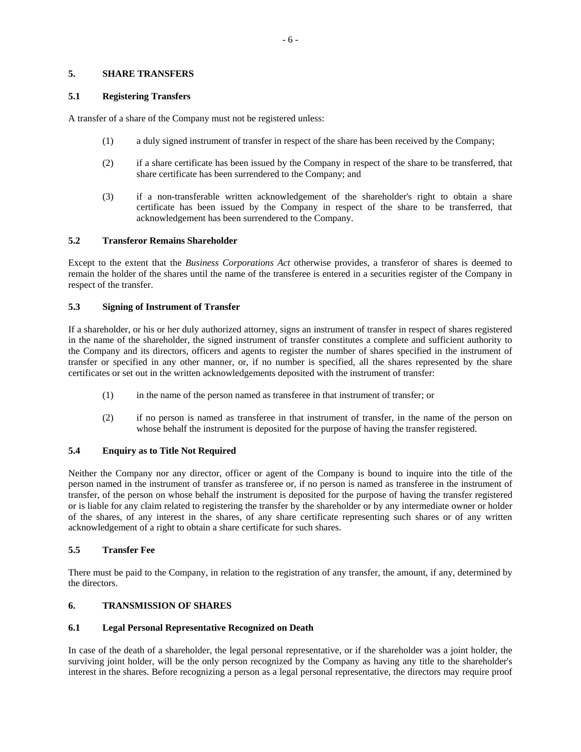## 5. SHARE TRANSFERS

### 5.1 Registering Transfers

A transfer of a share of the Company must not be registered unless:

(1) a duly signed instrument of transfer in respect of the share has been received by the Company;

(2) if a share certificate has been issued by the Company in respect of the share to be transferred, that share certificate has been surrendered to the Company; and

(3) if a non-transferable written acknowledgement of the shareholder's right to obtain a share certificate has been issued by the Company in respect of the share to be transferred, that acknowledgement has been surrendered to the Company.

### 5.2 Transferor Remains Shareholder

Except to the extent that the *Business Corporations Act* otherwise provides, a transferor of shares is deemed to remain the holder of the shares until the name of the transferee is entered in a securities register of the Company in respect of the transfer.

### 5.3 Signing of Instrument of Transfer

If a shareholder, or his or her duly authorized attorney, signs an instrument of transfer in respect of shares registered in the name of the shareholder, the signed instrument of transfer constitutes a complete and sufficient authority to the Company and its directors, officers and agents to register the number of shares specified in the instrument of transfer or specified in any other manner, or, if no number is specified, all the shares represented by the share certificates or set out in the written acknowledgements deposited with the instrument of transfer:

(1) in the name of the person named as transferee in that instrument of transfer; or

(2) if no person is named as transferee in that instrument of transfer, in the name of the person on whose behalf the instrument is deposited for the purpose of having the transfer registered.

### 5.4 Enquiry as to Title Not Required

Neither the Company nor any director, officer or agent of the Company is bound to inquire into the title of the person named in the instrument of transfer as transferee or, if no person is named as transferee in the instrument of transfer, of the person on whose behalf the instrument is deposited for the purpose of having the transfer registered or is liable for any claim related to registering the transfer by the shareholder or by any intermediate owner or holder of the shares, of any interest in the shares, of any share certificate representing such shares or of any written acknowledgement of a right to obtain a share certificate for such shares.

### 5.5 Transfer Fee

There must be paid to the Company, in relation to the registration of any transfer, the amount, if any, determined by the directors.

## 6. TRANSMISSION OF SHARES

### 6.1 Legal Personal Representative Recognized on Death

In case of the death of a shareholder, the legal personal representative, or if the shareholder was a joint holder, the surviving joint holder, will be the only person recognized by the Company as having any title to the shareholder's interest in the shares. Before recognizing a person as a legal personal representative, the directors may require proof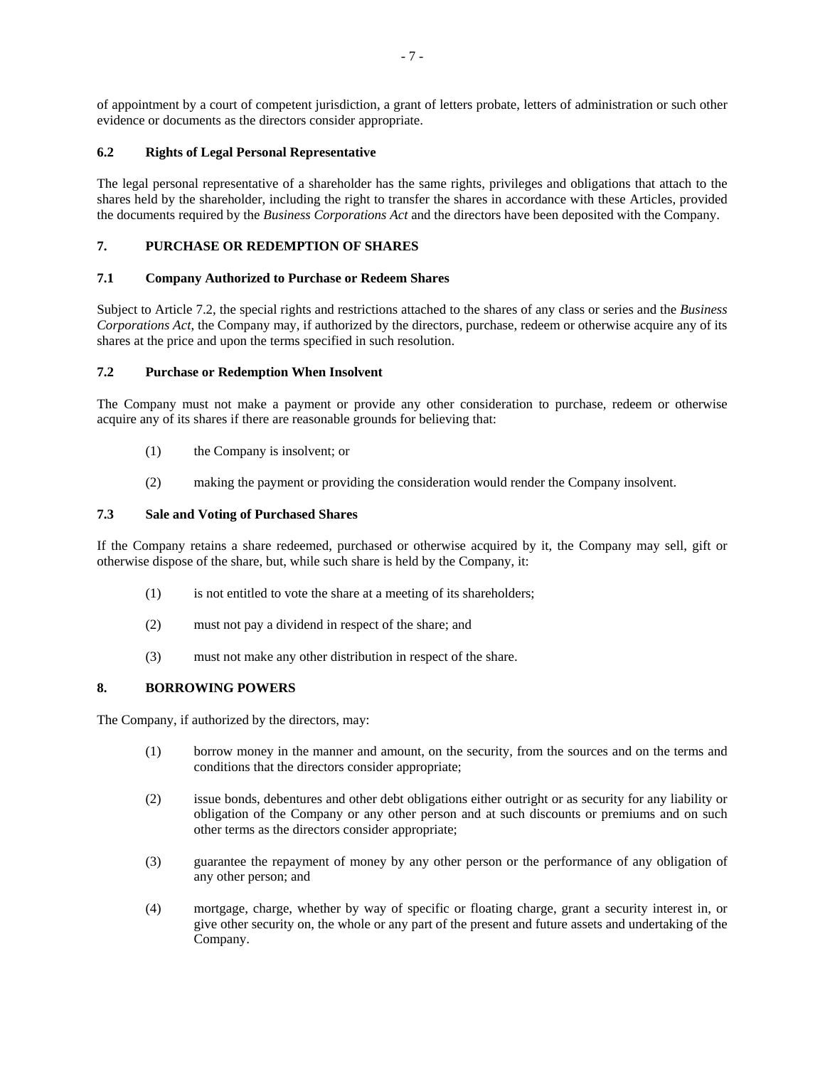of appointment by a court of competent jurisdiction, a grant of letters probate, letters of administration or such other evidence or documents as the directors consider appropriate.

### 6.2 Rights of Legal Personal Representative

The legal personal representative of a shareholder has the same rights, privileges and obligations that attach to the shares held by the shareholder, including the right to transfer the shares in accordance with these Articles, provided the documents required by the *Business Corporations Act* and the directors have been deposited with the Company.

## 7. PURCHASE OR REDEMPTION OF SHARES

### 7.1 Company Authorized to Purchase or Redeem Shares

Subject to Article 7.2, the special rights and restrictions attached to the shares of any class or series and the *Business Corporations Act*, the Company may, if authorized by the directors, purchase, redeem or otherwise acquire any of its shares at the price and upon the terms specified in such resolution.

### 7.2 Purchase or Redemption When Insolvent

The Company must not make a payment or provide any other consideration to purchase, redeem or otherwise acquire any of its shares if there are reasonable grounds for believing that:

(1) the Company is insolvent; or

(2) making the payment or providing the consideration would render the Company insolvent.

### 7.3 Sale and Voting of Purchased Shares

If the Company retains a share redeemed, purchased or otherwise acquired by it, the Company may sell, gift or otherwise dispose of the share, but, while such share is held by the Company, it:

(1) is not entitled to vote the share at a meeting of its shareholders;

(2) must not pay a dividend in respect of the share; and

(3) must not make any other distribution in respect of the share.

## 8. BORROWING POWERS

The Company, if authorized by the directors, may:

(1) borrow money in the manner and amount, on the security, from the sources and on the terms and conditions that the directors consider appropriate;

(2) issue bonds, debentures and other debt obligations either outright or as security for any liability or obligation of the Company or any other person and at such discounts or premiums and on such other terms as the directors consider appropriate;

(3) guarantee the repayment of money by any other person or the performance of any obligation of any other person; and

(4) mortgage, charge, whether by way of specific or floating charge, grant a security interest in, or give other security on, the whole or any part of the present and future assets and undertaking of the Company.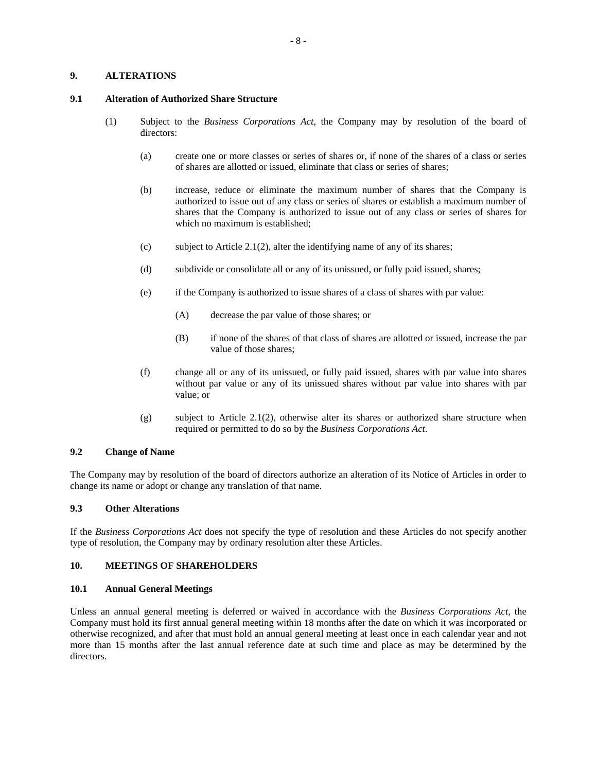## 9. ALTERATIONS

### 9.1 Alteration of Authorized Share Structure

(1) Subject to the *Business Corporations Act*, the Company may by resolution of the board of directors:

(a) create one or more classes or series of shares or, if none of the shares of a class or series of shares are allotted or issued, eliminate that class or series of shares;

(b) increase, reduce or eliminate the maximum number of shares that the Company is authorized to issue out of any class or series of shares or establish a maximum number of shares that the Company is authorized to issue out of any class or series of shares for which no maximum is established;

(c) subject to Article 2.1(2), alter the identifying name of any of its shares;

(d) subdivide or consolidate all or any of its unissued, or fully paid issued, shares;

(e) if the Company is authorized to issue shares of a class of shares with par value:

(A) decrease the par value of those shares; or

(B) if none of the shares of that class of shares are allotted or issued, increase the par value of those shares;

(f) change all or any of its unissued, or fully paid issued, shares with par value into shares without par value or any of its unissued shares without par value into shares with par value; or

(g) subject to Article 2.1(2), otherwise alter its shares or authorized share structure when required or permitted to do so by the *Business Corporations Act*.

### 9.2 Change of Name

The Company may by resolution of the board of directors authorize an alteration of its Notice of Articles in order to change its name or adopt or change any translation of that name.

### 9.3 Other Alterations

If the *Business Corporations Act* does not specify the type of resolution and these Articles do not specify another type of resolution, the Company may by ordinary resolution alter these Articles.

## 10. MEETINGS OF SHAREHOLDERS

### 10.1 Annual General Meetings

Unless an annual general meeting is deferred or waived in accordance with the *Business Corporations Act*, the Company must hold its first annual general meeting within 18 months after the date on which it was incorporated or otherwise recognized, and after that must hold an annual general meeting at least once in each calendar year and not more than 15 months after the last annual reference date at such time and place as may be determined by the directors.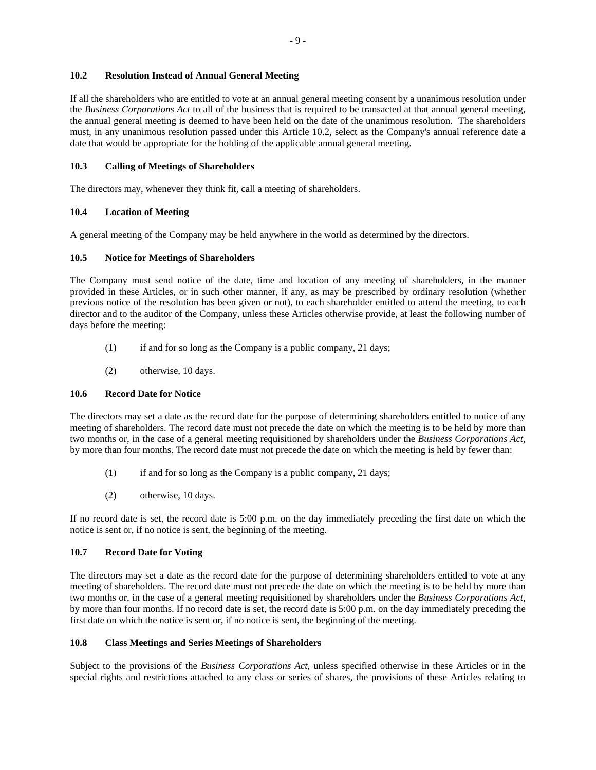### 10.2 Resolution Instead of Annual General Meeting

If all the shareholders who are entitled to vote at an annual general meeting consent by a unanimous resolution under the *Business Corporations Act* to all of the business that is required to be transacted at that annual general meeting, the annual general meeting is deemed to have been held on the date of the unanimous resolution. The shareholders must, in any unanimous resolution passed under this Article 10.2, select as the Company's annual reference date a date that would be appropriate for the holding of the applicable annual general meeting.

### 10.3 Calling of Meetings of Shareholders

The directors may, whenever they think fit, call a meeting of shareholders.

### 10.4 Location of Meeting

A general meeting of the Company may be held anywhere in the world as determined by the directors.

### 10.5 Notice for Meetings of Shareholders

The Company must send notice of the date, time and location of any meeting of shareholders, in the manner provided in these Articles, or in such other manner, if any, as may be prescribed by ordinary resolution (whether previous notice of the resolution has been given or not), to each shareholder entitled to attend the meeting, to each director and to the auditor of the Company, unless these Articles otherwise provide, at least the following number of days before the meeting:

(1) if and for so long as the Company is a public company, 21 days;

(2) otherwise, 10 days.

### 10.6 Record Date for Notice

The directors may set a date as the record date for the purpose of determining shareholders entitled to notice of any meeting of shareholders. The record date must not precede the date on which the meeting is to be held by more than two months or, in the case of a general meeting requisitioned by shareholders under the *Business Corporations Act*, by more than four months. The record date must not precede the date on which the meeting is held by fewer than:

(1) if and for so long as the Company is a public company, 21 days;

(2) otherwise, 10 days.

If no record date is set, the record date is 5:00 p.m. on the day immediately preceding the first date on which the notice is sent or, if no notice is sent, the beginning of the meeting.

### 10.7 Record Date for Voting

The directors may set a date as the record date for the purpose of determining shareholders entitled to vote at any meeting of shareholders. The record date must not precede the date on which the meeting is to be held by more than two months or, in the case of a general meeting requisitioned by shareholders under the *Business Corporations Act*, by more than four months. If no record date is set, the record date is 5:00 p.m. on the day immediately preceding the first date on which the notice is sent or, if no notice is sent, the beginning of the meeting.

### 10.8 Class Meetings and Series Meetings of Shareholders

Subject to the provisions of the *Business Corporations Act*, unless specified otherwise in these Articles or in the special rights and restrictions attached to any class or series of shares, the provisions of these Articles relating to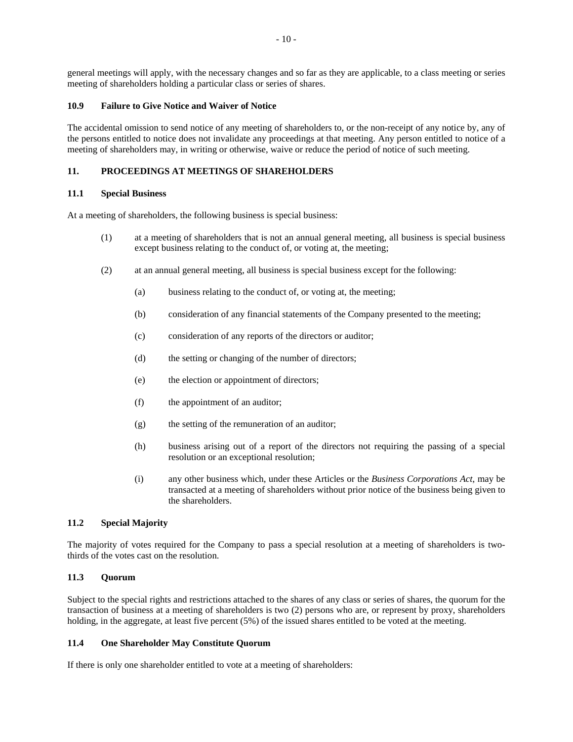general meetings will apply, with the necessary changes and so far as they are applicable, to a class meeting or series meeting of shareholders holding a particular class or series of shares.

### 10.9 Failure to Give Notice and Waiver of Notice

The accidental omission to send notice of any meeting of shareholders to, or the non-receipt of any notice by, any of the persons entitled to notice does not invalidate any proceedings at that meeting. Any person entitled to notice of a meeting of shareholders may, in writing or otherwise, waive or reduce the period of notice of such meeting.

## 11. PROCEEDINGS AT MEETINGS OF SHAREHOLDERS

### 11.1 Special Business

At a meeting of shareholders, the following business is special business:

(1) at a meeting of shareholders that is not an annual general meeting, all business is special business except business relating to the conduct of, or voting at, the meeting;

(2) at an annual general meeting, all business is special business except for the following:

   (a) business relating to the conduct of, or voting at, the meeting;

   (b) consideration of any financial statements of the Company presented to the meeting;

   (c) consideration of any reports of the directors or auditor;

   (d) the setting or changing of the number of directors;

   (e) the election or appointment of directors;

   (f) the appointment of an auditor;

   (g) the setting of the remuneration of an auditor;

   (h) business arising out of a report of the directors not requiring the passing of a special resolution or an exceptional resolution;

   (i) any other business which, under these Articles or the *Business Corporations Act*, may be transacted at a meeting of shareholders without prior notice of the business being given to the shareholders.

### 11.2 Special Majority

The majority of votes required for the Company to pass a special resolution at a meeting of shareholders is two-thirds of the votes cast on the resolution.

### 11.3 Quorum

Subject to the special rights and restrictions attached to the shares of any class or series of shares, the quorum for the transaction of business at a meeting of shareholders is two (2) persons who are, or represent by proxy, shareholders holding, in the aggregate, at least five percent (5%) of the issued shares entitled to be voted at the meeting.

### 11.4 One Shareholder May Constitute Quorum

If there is only one shareholder entitled to vote at a meeting of shareholders: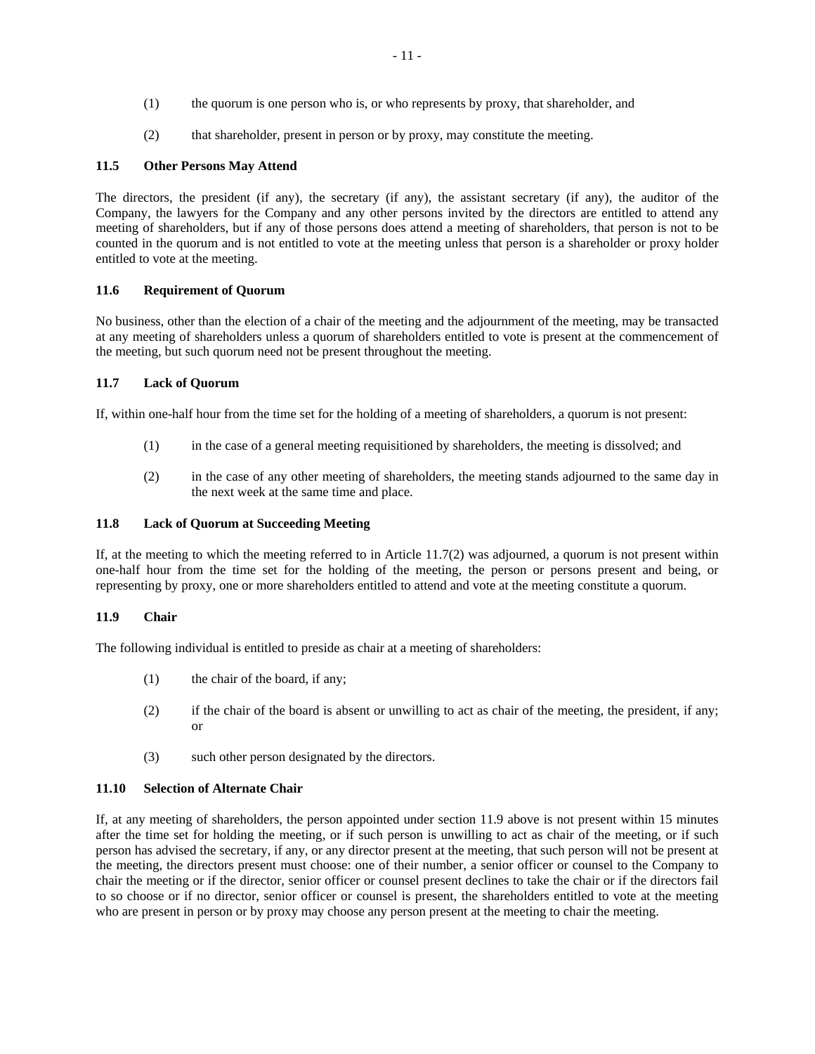(1) the quorum is one person who is, or who represents by proxy, that shareholder, and

(2) that shareholder, present in person or by proxy, may constitute the meeting.

### 11.5 Other Persons May Attend

The directors, the president (if any), the secretary (if any), the assistant secretary (if any), the auditor of the Company, the lawyers for the Company and any other persons invited by the directors are entitled to attend any meeting of shareholders, but if any of those persons does attend a meeting of shareholders, that person is not to be counted in the quorum and is not entitled to vote at the meeting unless that person is a shareholder or proxy holder entitled to vote at the meeting.

### 11.6 Requirement of Quorum

No business, other than the election of a chair of the meeting and the adjournment of the meeting, may be transacted at any meeting of shareholders unless a quorum of shareholders entitled to vote is present at the commencement of the meeting, but such quorum need not be present throughout the meeting.

### 11.7 Lack of Quorum

If, within one-half hour from the time set for the holding of a meeting of shareholders, a quorum is not present:

(1) in the case of a general meeting requisitioned by shareholders, the meeting is dissolved; and

(2) in the case of any other meeting of shareholders, the meeting stands adjourned to the same day in the next week at the same time and place.

### 11.8 Lack of Quorum at Succeeding Meeting

If, at the meeting to which the meeting referred to in Article 11.7(2) was adjourned, a quorum is not present within one-half hour from the time set for the holding of the meeting, the person or persons present and being, or representing by proxy, one or more shareholders entitled to attend and vote at the meeting constitute a quorum.

### 11.9 Chair

The following individual is entitled to preside as chair at a meeting of shareholders:

(1) the chair of the board, if any;

(2) if the chair of the board is absent or unwilling to act as chair of the meeting, the president, if any; or

(3) such other person designated by the directors.

### 11.10 Selection of Alternate Chair

If, at any meeting of shareholders, the person appointed under section 11.9 above is not present within 15 minutes after the time set for holding the meeting, or if such person is unwilling to act as chair of the meeting, or if such person has advised the secretary, if any, or any director present at the meeting, that such person will not be present at the meeting, the directors present must choose: one of their number, a senior officer or counsel to the Company to chair the meeting or if the director, senior officer or counsel present declines to take the chair or if the directors fail to so choose or if no director, senior officer or counsel is present, the shareholders entitled to vote at the meeting who are present in person or by proxy may choose any person present at the meeting to chair the meeting.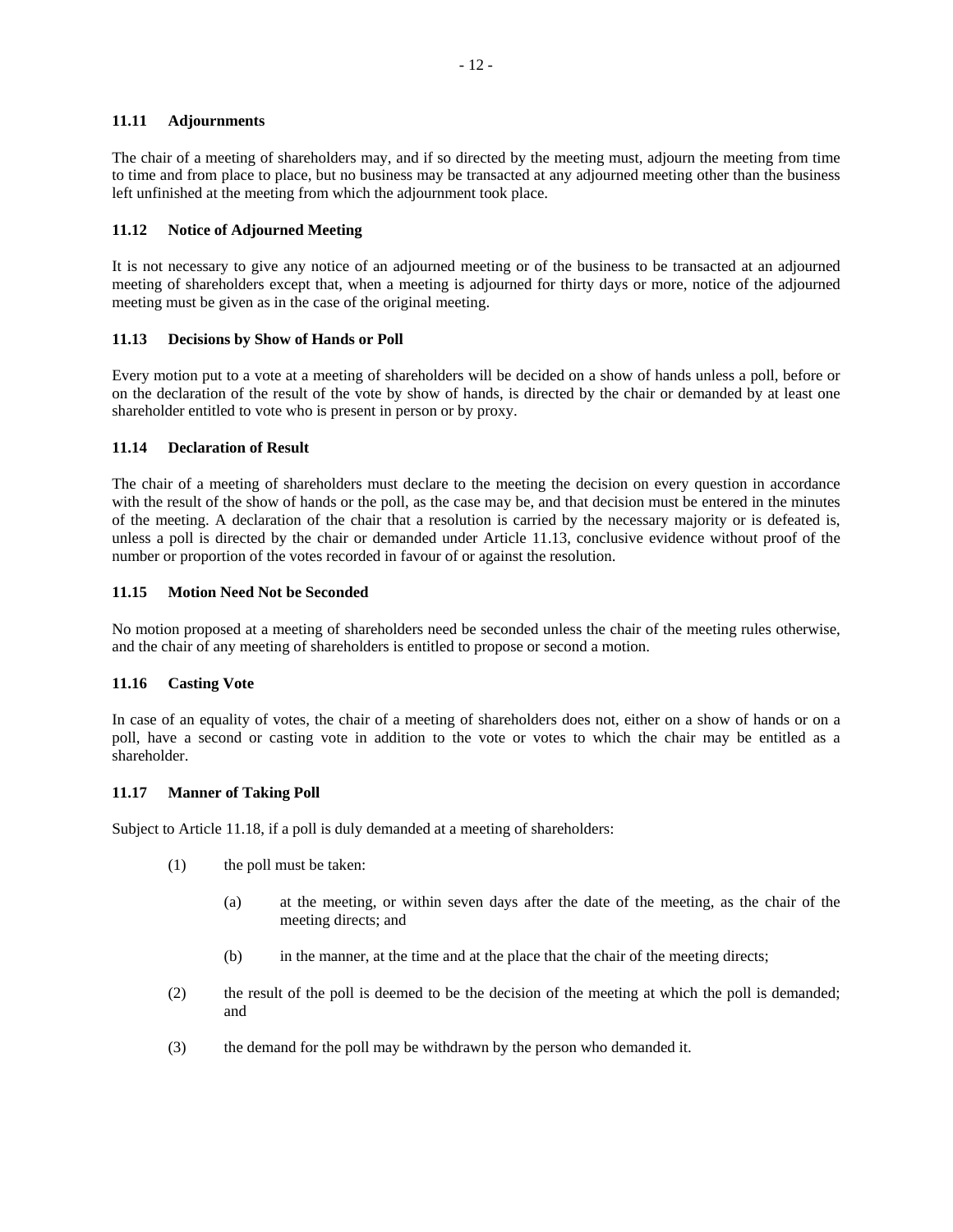**11.11 Adjournments**

The chair of a meeting of shareholders may, and if so directed by the meeting must, adjourn the meeting from time to time and from place to place, but no business may be transacted at any adjourned meeting other than the business left unfinished at the meeting from which the adjournment took place.

**11.12 Notice of Adjourned Meeting**

It is not necessary to give any notice of an adjourned meeting or of the business to be transacted at an adjourned meeting of shareholders except that, when a meeting is adjourned for thirty days or more, notice of the adjourned meeting must be given as in the case of the original meeting.

**11.13 Decisions by Show of Hands or Poll**

Every motion put to a vote at a meeting of shareholders will be decided on a show of hands unless a poll, before or on the declaration of the result of the vote by show of hands, is directed by the chair or demanded by at least one shareholder entitled to vote who is present in person or by proxy.

**11.14 Declaration of Result**

The chair of a meeting of shareholders must declare to the meeting the decision on every question in accordance with the result of the show of hands or the poll, as the case may be, and that decision must be entered in the minutes of the meeting. A declaration of the chair that a resolution is carried by the necessary majority or is defeated is, unless a poll is directed by the chair or demanded under Article 11.13, conclusive evidence without proof of the number or proportion of the votes recorded in favour of or against the resolution.

**11.15 Motion Need Not be Seconded**

No motion proposed at a meeting of shareholders need be seconded unless the chair of the meeting rules otherwise, and the chair of any meeting of shareholders is entitled to propose or second a motion.

**11.16 Casting Vote**

In case of an equality of votes, the chair of a meeting of shareholders does not, either on a show of hands or on a poll, have a second or casting vote in addition to the vote or votes to which the chair may be entitled as a shareholder.

**11.17 Manner of Taking Poll**

Subject to Article 11.18, if a poll is duly demanded at a meeting of shareholders:

(1) the poll must be taken:

  (a) at the meeting, or within seven days after the date of the meeting, as the chair of the meeting directs; and

  (b) in the manner, at the time and at the place that the chair of the meeting directs;

(2) the result of the poll is deemed to be the decision of the meeting at which the poll is demanded; and

(3) the demand for the poll may be withdrawn by the person who demanded it.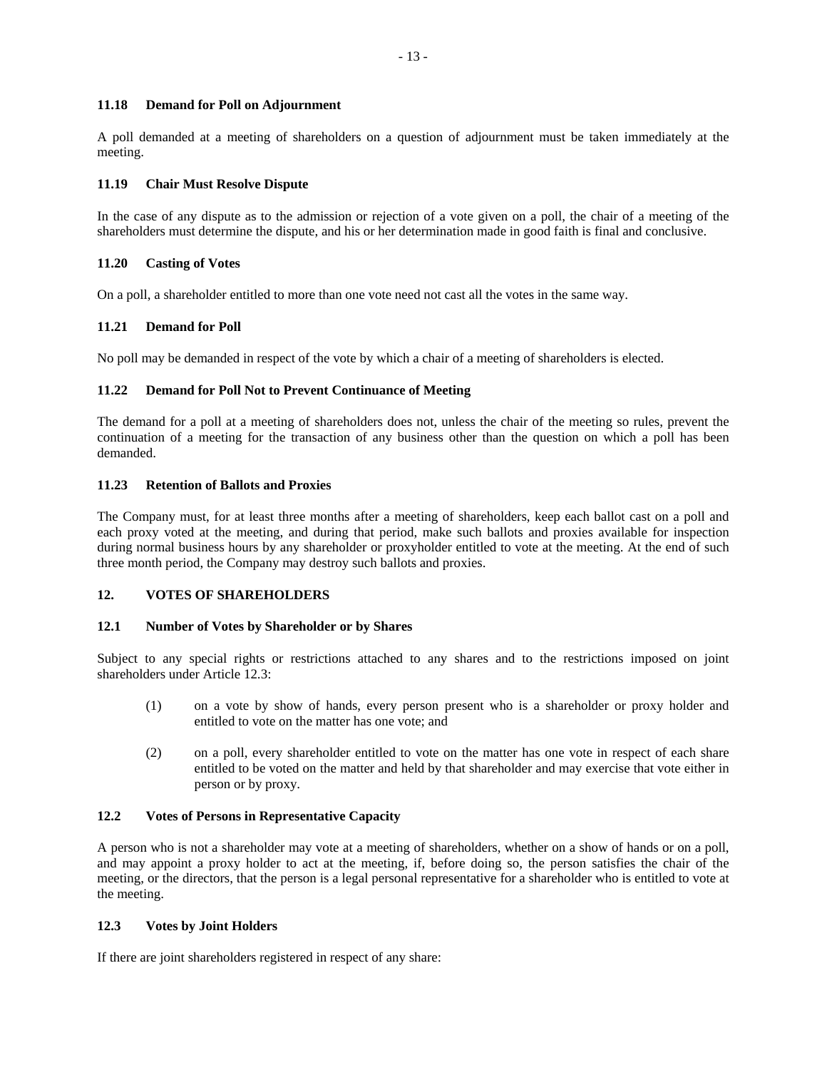### 11.18 Demand for Poll on Adjournment

A poll demanded at a meeting of shareholders on a question of adjournment must be taken immediately at the meeting.

### 11.19 Chair Must Resolve Dispute

In the case of any dispute as to the admission or rejection of a vote given on a poll, the chair of a meeting of the shareholders must determine the dispute, and his or her determination made in good faith is final and conclusive.

### 11.20 Casting of Votes

On a poll, a shareholder entitled to more than one vote need not cast all the votes in the same way.

### 11.21 Demand for Poll

No poll may be demanded in respect of the vote by which a chair of a meeting of shareholders is elected.

### 11.22 Demand for Poll Not to Prevent Continuance of Meeting

The demand for a poll at a meeting of shareholders does not, unless the chair of the meeting so rules, prevent the continuation of a meeting for the transaction of any business other than the question on which a poll has been demanded.

### 11.23 Retention of Ballots and Proxies

The Company must, for at least three months after a meeting of shareholders, keep each ballot cast on a poll and each proxy voted at the meeting, and during that period, make such ballots and proxies available for inspection during normal business hours by any shareholder or proxyholder entitled to vote at the meeting. At the end of such three month period, the Company may destroy such ballots and proxies.

## 12. VOTES OF SHAREHOLDERS

### 12.1 Number of Votes by Shareholder or by Shares

Subject to any special rights or restrictions attached to any shares and to the restrictions imposed on joint shareholders under Article 12.3:

(1) on a vote by show of hands, every person present who is a shareholder or proxy holder and entitled to vote on the matter has one vote; and

(2) on a poll, every shareholder entitled to vote on the matter has one vote in respect of each share entitled to be voted on the matter and held by that shareholder and may exercise that vote either in person or by proxy.

### 12.2 Votes of Persons in Representative Capacity

A person who is not a shareholder may vote at a meeting of shareholders, whether on a show of hands or on a poll, and may appoint a proxy holder to act at the meeting, if, before doing so, the person satisfies the chair of the meeting, or the directors, that the person is a legal personal representative for a shareholder who is entitled to vote at the meeting.

### 12.3 Votes by Joint Holders

If there are joint shareholders registered in respect of any share: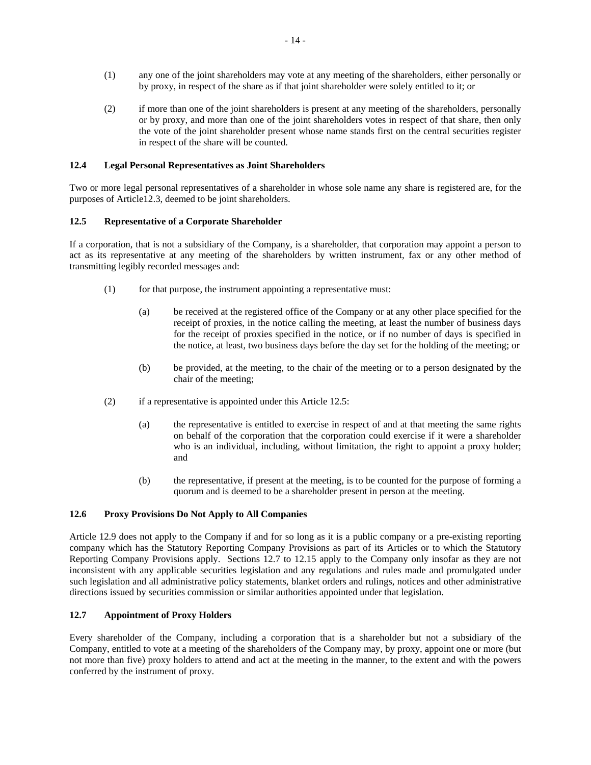(1) any one of the joint shareholders may vote at any meeting of the shareholders, either personally or by proxy, in respect of the share as if that joint shareholder were solely entitled to it; or

(2) if more than one of the joint shareholders is present at any meeting of the shareholders, personally or by proxy, and more than one of the joint shareholders votes in respect of that share, then only the vote of the joint shareholder present whose name stands first on the central securities register in respect of the share will be counted.

**12.4 Legal Personal Representatives as Joint Shareholders**

Two or more legal personal representatives of a shareholder in whose sole name any share is registered are, for the purposes of Article12.3, deemed to be joint shareholders.

**12.5 Representative of a Corporate Shareholder**

If a corporation, that is not a subsidiary of the Company, is a shareholder, that corporation may appoint a person to act as its representative at any meeting of the shareholders by written instrument, fax or any other method of transmitting legibly recorded messages and:

(1) for that purpose, the instrument appointing a representative must:

   (a) be received at the registered office of the Company or at any other place specified for the receipt of proxies, in the notice calling the meeting, at least the number of business days for the receipt of proxies specified in the notice, or if no number of days is specified in the notice, at least, two business days before the day set for the holding of the meeting; or

   (b) be provided, at the meeting, to the chair of the meeting or to a person designated by the chair of the meeting;

(2) if a representative is appointed under this Article 12.5:

   (a) the representative is entitled to exercise in respect of and at that meeting the same rights on behalf of the corporation that the corporation could exercise if it were a shareholder who is an individual, including, without limitation, the right to appoint a proxy holder; and

   (b) the representative, if present at the meeting, is to be counted for the purpose of forming a quorum and is deemed to be a shareholder present in person at the meeting.

**12.6 Proxy Provisions Do Not Apply to All Companies**

Article 12.9 does not apply to the Company if and for so long as it is a public company or a pre-existing reporting company which has the Statutory Reporting Company Provisions as part of its Articles or to which the Statutory Reporting Company Provisions apply. Sections 12.7 to 12.15 apply to the Company only insofar as they are not inconsistent with any applicable securities legislation and any regulations and rules made and promulgated under such legislation and all administrative policy statements, blanket orders and rulings, notices and other administrative directions issued by securities commission or similar authorities appointed under that legislation.

**12.7 Appointment of Proxy Holders**

Every shareholder of the Company, including a corporation that is a shareholder but not a subsidiary of the Company, entitled to vote at a meeting of the shareholders of the Company may, by proxy, appoint one or more (but not more than five) proxy holders to attend and act at the meeting in the manner, to the extent and with the powers conferred by the instrument of proxy.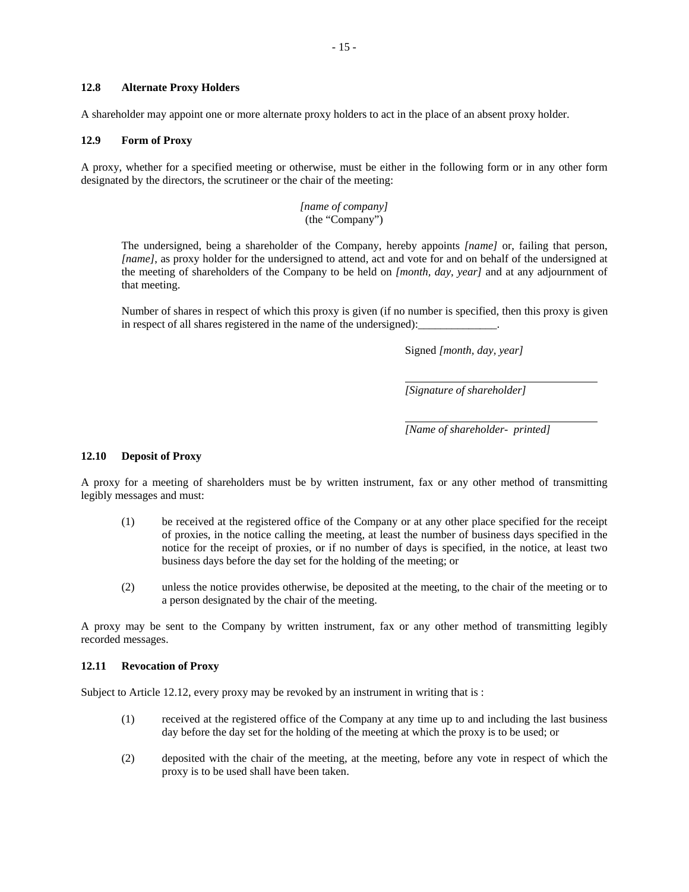### 12.8 Alternate Proxy Holders

A shareholder may appoint one or more alternate proxy holders to act in the place of an absent proxy holder.

### 12.9 Form of Proxy

A proxy, whether for a specified meeting or otherwise, must be either in the following form or in any other form designated by the directors, the scrutineer or the chair of the meeting:

> *[name of company]*
> (the "Company")
>
> The undersigned, being a shareholder of the Company, hereby appoints *[name]* or, failing that person, *[name]*, as proxy holder for the undersigned to attend, act and vote for and on behalf of the undersigned at the meeting of shareholders of the Company to be held on *[month, day, year]* and at any adjournment of that meeting.
>
> Number of shares in respect of which this proxy is given (if no number is specified, then this proxy is given in respect of all shares registered in the name of the undersigned):______________.
>
> Signed *[month, day, year]*
>
> ________________________________
> *[Signature of shareholder]*
>
> ________________________________
> *[Name of shareholder- printed]*

### 12.10 Deposit of Proxy

A proxy for a meeting of shareholders must be by written instrument, fax or any other method of transmitting legibly messages and must:

(1) be received at the registered office of the Company or at any other place specified for the receipt of proxies, in the notice calling the meeting, at least the number of business days specified in the notice for the receipt of proxies, or if no number of days is specified, in the notice, at least two business days before the day set for the holding of the meeting; or

(2) unless the notice provides otherwise, be deposited at the meeting, to the chair of the meeting or to a person designated by the chair of the meeting.

A proxy may be sent to the Company by written instrument, fax or any other method of transmitting legibly recorded messages.

### 12.11 Revocation of Proxy

Subject to Article 12.12, every proxy may be revoked by an instrument in writing that is :

(1) received at the registered office of the Company at any time up to and including the last business day before the day set for the holding of the meeting at which the proxy is to be used; or

(2) deposited with the chair of the meeting, at the meeting, before any vote in respect of which the proxy is to be used shall have been taken.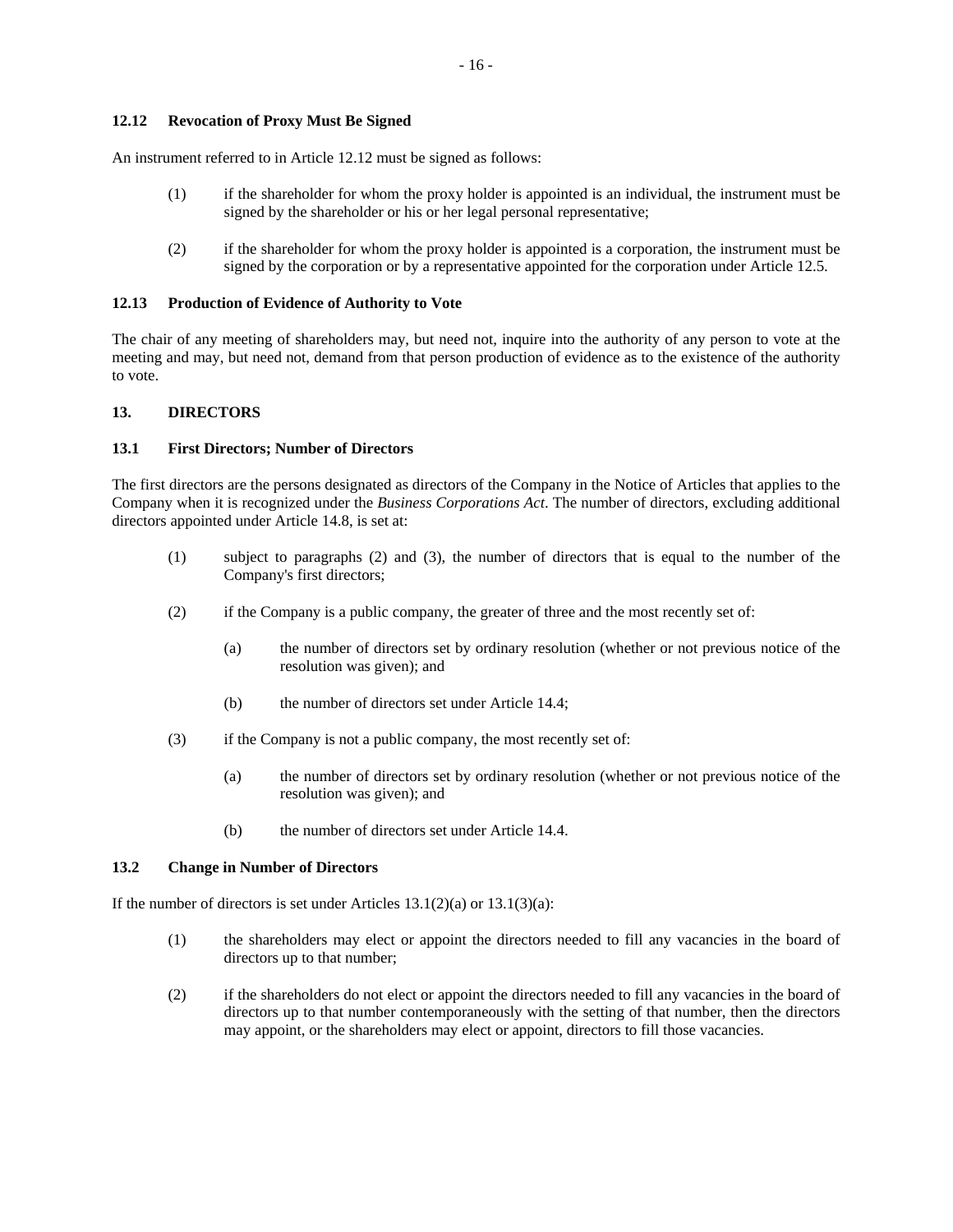### 12.12 Revocation of Proxy Must Be Signed

An instrument referred to in Article 12.12 must be signed as follows:

(1) if the shareholder for whom the proxy holder is appointed is an individual, the instrument must be signed by the shareholder or his or her legal personal representative;

(2) if the shareholder for whom the proxy holder is appointed is a corporation, the instrument must be signed by the corporation or by a representative appointed for the corporation under Article 12.5.

### 12.13 Production of Evidence of Authority to Vote

The chair of any meeting of shareholders may, but need not, inquire into the authority of any person to vote at the meeting and may, but need not, demand from that person production of evidence as to the existence of the authority to vote.

## 13. DIRECTORS

### 13.1 First Directors; Number of Directors

The first directors are the persons designated as directors of the Company in the Notice of Articles that applies to the Company when it is recognized under the *Business Corporations Act*. The number of directors, excluding additional directors appointed under Article 14.8, is set at:

(1) subject to paragraphs (2) and (3), the number of directors that is equal to the number of the Company's first directors;

(2) if the Company is a public company, the greater of three and the most recently set of:

  (a) the number of directors set by ordinary resolution (whether or not previous notice of the resolution was given); and

  (b) the number of directors set under Article 14.4;

(3) if the Company is not a public company, the most recently set of:

  (a) the number of directors set by ordinary resolution (whether or not previous notice of the resolution was given); and

  (b) the number of directors set under Article 14.4.

### 13.2 Change in Number of Directors

If the number of directors is set under Articles 13.1(2)(a) or 13.1(3)(a):

(1) the shareholders may elect or appoint the directors needed to fill any vacancies in the board of directors up to that number;

(2) if the shareholders do not elect or appoint the directors needed to fill any vacancies in the board of directors up to that number contemporaneously with the setting of that number, then the directors may appoint, or the shareholders may elect or appoint, directors to fill those vacancies.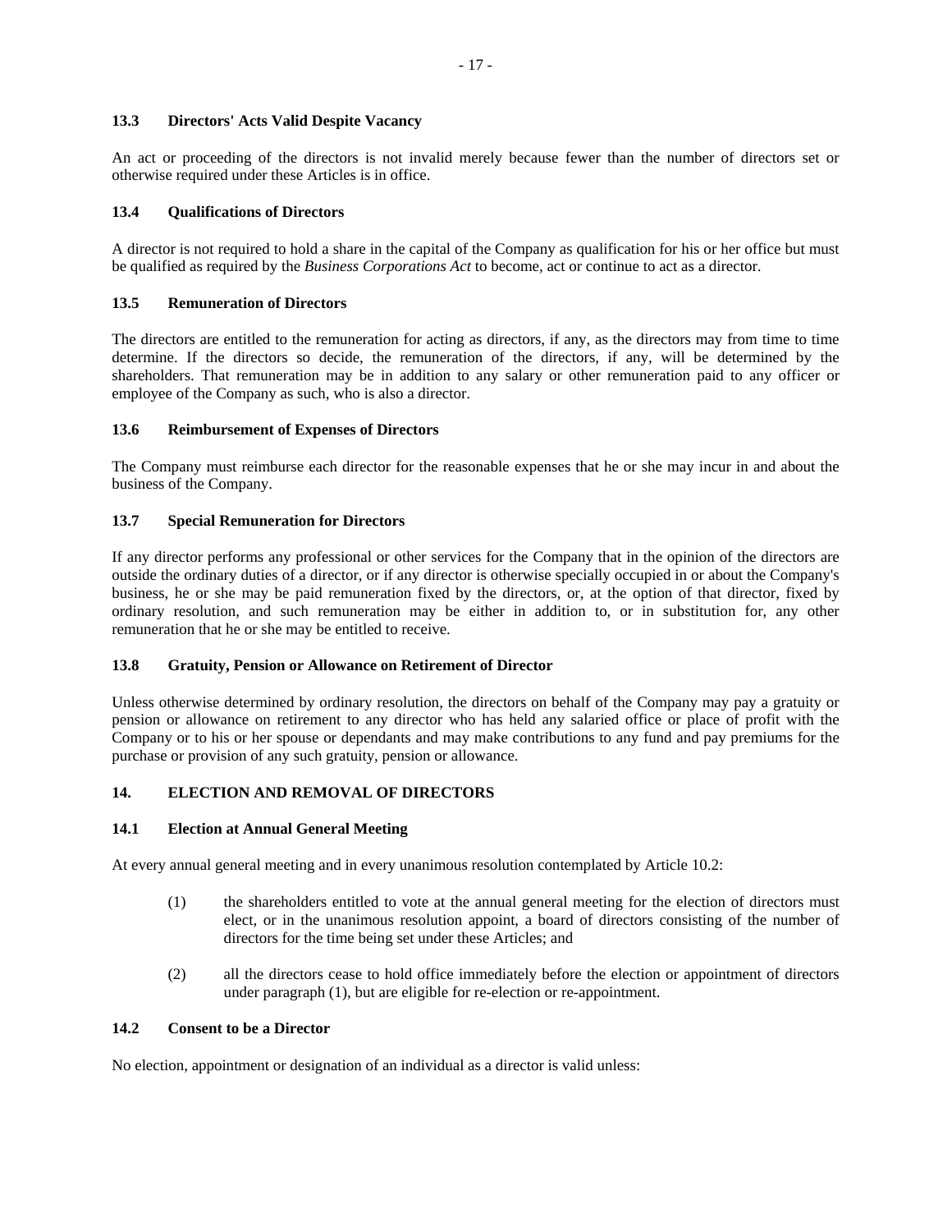### 13.3 Directors' Acts Valid Despite Vacancy

An act or proceeding of the directors is not invalid merely because fewer than the number of directors set or otherwise required under these Articles is in office.

### 13.4 Qualifications of Directors

A director is not required to hold a share in the capital of the Company as qualification for his or her office but must be qualified as required by the *Business Corporations Act* to become, act or continue to act as a director.

### 13.5 Remuneration of Directors

The directors are entitled to the remuneration for acting as directors, if any, as the directors may from time to time determine. If the directors so decide, the remuneration of the directors, if any, will be determined by the shareholders. That remuneration may be in addition to any salary or other remuneration paid to any officer or employee of the Company as such, who is also a director.

### 13.6 Reimbursement of Expenses of Directors

The Company must reimburse each director for the reasonable expenses that he or she may incur in and about the business of the Company.

### 13.7 Special Remuneration for Directors

If any director performs any professional or other services for the Company that in the opinion of the directors are outside the ordinary duties of a director, or if any director is otherwise specially occupied in or about the Company's business, he or she may be paid remuneration fixed by the directors, or, at the option of that director, fixed by ordinary resolution, and such remuneration may be either in addition to, or in substitution for, any other remuneration that he or she may be entitled to receive.

### 13.8 Gratuity, Pension or Allowance on Retirement of Director

Unless otherwise determined by ordinary resolution, the directors on behalf of the Company may pay a gratuity or pension or allowance on retirement to any director who has held any salaried office or place of profit with the Company or to his or her spouse or dependants and may make contributions to any fund and pay premiums for the purchase or provision of any such gratuity, pension or allowance.

## 14. ELECTION AND REMOVAL OF DIRECTORS

### 14.1 Election at Annual General Meeting

At every annual general meeting and in every unanimous resolution contemplated by Article 10.2:

(1) the shareholders entitled to vote at the annual general meeting for the election of directors must elect, or in the unanimous resolution appoint, a board of directors consisting of the number of directors for the time being set under these Articles; and

(2) all the directors cease to hold office immediately before the election or appointment of directors under paragraph (1), but are eligible for re-election or re-appointment.

### 14.2 Consent to be a Director

No election, appointment or designation of an individual as a director is valid unless: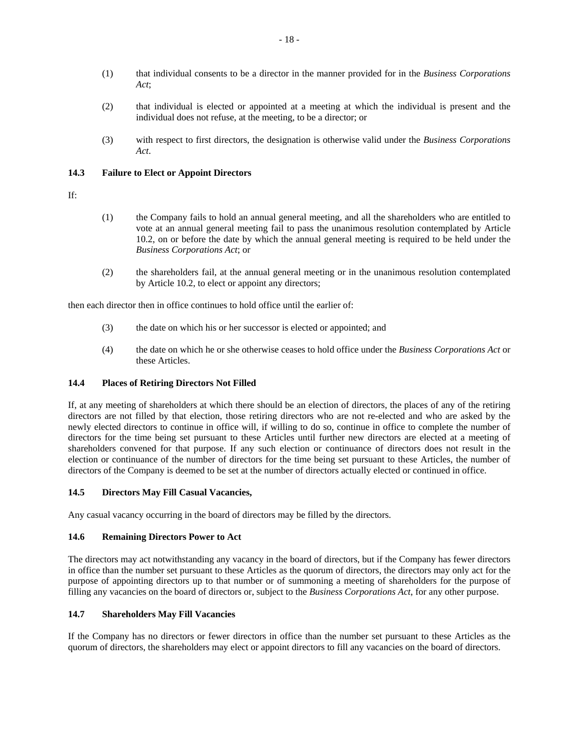(1) that individual consents to be a director in the manner provided for in the *Business Corporations Act*;

(2) that individual is elected or appointed at a meeting at which the individual is present and the individual does not refuse, at the meeting, to be a director; or

(3) with respect to first directors, the designation is otherwise valid under the *Business Corporations Act*.

### 14.3 Failure to Elect or Appoint Directors

If:

(1) the Company fails to hold an annual general meeting, and all the shareholders who are entitled to vote at an annual general meeting fail to pass the unanimous resolution contemplated by Article 10.2, on or before the date by which the annual general meeting is required to be held under the *Business Corporations Act*; or

(2) the shareholders fail, at the annual general meeting or in the unanimous resolution contemplated by Article 10.2, to elect or appoint any directors;

then each director then in office continues to hold office until the earlier of:

(3) the date on which his or her successor is elected or appointed; and

(4) the date on which he or she otherwise ceases to hold office under the *Business Corporations Act* or these Articles.

### 14.4 Places of Retiring Directors Not Filled

If, at any meeting of shareholders at which there should be an election of directors, the places of any of the retiring directors are not filled by that election, those retiring directors who are not re-elected and who are asked by the newly elected directors to continue in office will, if willing to do so, continue in office to complete the number of directors for the time being set pursuant to these Articles until further new directors are elected at a meeting of shareholders convened for that purpose. If any such election or continuance of directors does not result in the election or continuance of the number of directors for the time being set pursuant to these Articles, the number of directors of the Company is deemed to be set at the number of directors actually elected or continued in office.

### 14.5 Directors May Fill Casual Vacancies,

Any casual vacancy occurring in the board of directors may be filled by the directors.

### 14.6 Remaining Directors Power to Act

The directors may act notwithstanding any vacancy in the board of directors, but if the Company has fewer directors in office than the number set pursuant to these Articles as the quorum of directors, the directors may only act for the purpose of appointing directors up to that number or of summoning a meeting of shareholders for the purpose of filling any vacancies on the board of directors or, subject to the *Business Corporations Act*, for any other purpose.

### 14.7 Shareholders May Fill Vacancies

If the Company has no directors or fewer directors in office than the number set pursuant to these Articles as the quorum of directors, the shareholders may elect or appoint directors to fill any vacancies on the board of directors.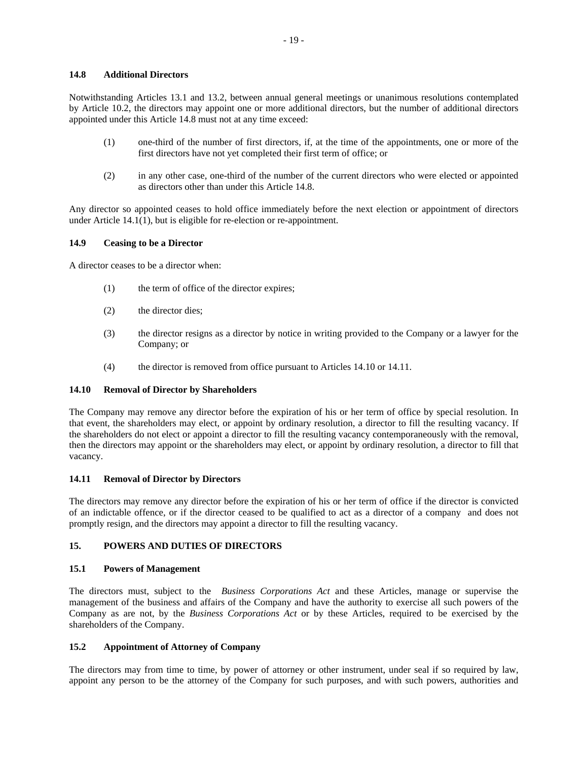### 14.8 Additional Directors

Notwithstanding Articles 13.1 and 13.2, between annual general meetings or unanimous resolutions contemplated by Article 10.2, the directors may appoint one or more additional directors, but the number of additional directors appointed under this Article 14.8 must not at any time exceed:

(1) one-third of the number of first directors, if, at the time of the appointments, one or more of the first directors have not yet completed their first term of office; or

(2) in any other case, one-third of the number of the current directors who were elected or appointed as directors other than under this Article 14.8.

Any director so appointed ceases to hold office immediately before the next election or appointment of directors under Article 14.1(1), but is eligible for re-election or re-appointment.

### 14.9 Ceasing to be a Director

A director ceases to be a director when:

(1) the term of office of the director expires;

(2) the director dies;

(3) the director resigns as a director by notice in writing provided to the Company or a lawyer for the Company; or

(4) the director is removed from office pursuant to Articles 14.10 or 14.11.

### 14.10 Removal of Director by Shareholders

The Company may remove any director before the expiration of his or her term of office by special resolution. In that event, the shareholders may elect, or appoint by ordinary resolution, a director to fill the resulting vacancy. If the shareholders do not elect or appoint a director to fill the resulting vacancy contemporaneously with the removal, then the directors may appoint or the shareholders may elect, or appoint by ordinary resolution, a director to fill that vacancy.

### 14.11 Removal of Director by Directors

The directors may remove any director before the expiration of his or her term of office if the director is convicted of an indictable offence, or if the director ceased to be qualified to act as a director of a company and does not promptly resign, and the directors may appoint a director to fill the resulting vacancy.

## 15. POWERS AND DUTIES OF DIRECTORS

### 15.1 Powers of Management

The directors must, subject to the *Business Corporations Act* and these Articles, manage or supervise the management of the business and affairs of the Company and have the authority to exercise all such powers of the Company as are not, by the *Business Corporations Act* or by these Articles, required to be exercised by the shareholders of the Company.

### 15.2 Appointment of Attorney of Company

The directors may from time to time, by power of attorney or other instrument, under seal if so required by law, appoint any person to be the attorney of the Company for such purposes, and with such powers, authorities and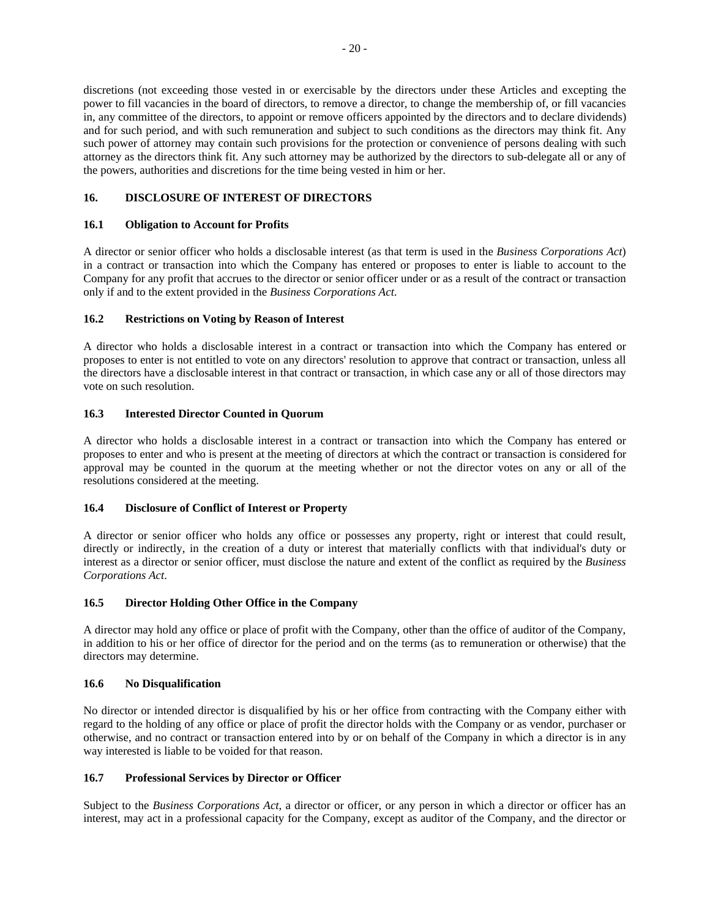discretions (not exceeding those vested in or exercisable by the directors under these Articles and excepting the power to fill vacancies in the board of directors, to remove a director, to change the membership of, or fill vacancies in, any committee of the directors, to appoint or remove officers appointed by the directors and to declare dividends) and for such period, and with such remuneration and subject to such conditions as the directors may think fit. Any such power of attorney may contain such provisions for the protection or convenience of persons dealing with such attorney as the directors think fit. Any such attorney may be authorized by the directors to sub-delegate all or any of the powers, authorities and discretions for the time being vested in him or her.

## 16. DISCLOSURE OF INTEREST OF DIRECTORS

### 16.1 Obligation to Account for Profits

A director or senior officer who holds a disclosable interest (as that term is used in the *Business Corporations Act*) in a contract or transaction into which the Company has entered or proposes to enter is liable to account to the Company for any profit that accrues to the director or senior officer under or as a result of the contract or transaction only if and to the extent provided in the *Business Corporations Act*.

### 16.2 Restrictions on Voting by Reason of Interest

A director who holds a disclosable interest in a contract or transaction into which the Company has entered or proposes to enter is not entitled to vote on any directors' resolution to approve that contract or transaction, unless all the directors have a disclosable interest in that contract or transaction, in which case any or all of those directors may vote on such resolution.

### 16.3 Interested Director Counted in Quorum

A director who holds a disclosable interest in a contract or transaction into which the Company has entered or proposes to enter and who is present at the meeting of directors at which the contract or transaction is considered for approval may be counted in the quorum at the meeting whether or not the director votes on any or all of the resolutions considered at the meeting.

### 16.4 Disclosure of Conflict of Interest or Property

A director or senior officer who holds any office or possesses any property, right or interest that could result, directly or indirectly, in the creation of a duty or interest that materially conflicts with that individual's duty or interest as a director or senior officer, must disclose the nature and extent of the conflict as required by the *Business Corporations Act*.

### 16.5 Director Holding Other Office in the Company

A director may hold any office or place of profit with the Company, other than the office of auditor of the Company, in addition to his or her office of director for the period and on the terms (as to remuneration or otherwise) that the directors may determine.

### 16.6 No Disqualification

No director or intended director is disqualified by his or her office from contracting with the Company either with regard to the holding of any office or place of profit the director holds with the Company or as vendor, purchaser or otherwise, and no contract or transaction entered into by or on behalf of the Company in which a director is in any way interested is liable to be voided for that reason.

### 16.7 Professional Services by Director or Officer

Subject to the *Business Corporations Act*, a director or officer, or any person in which a director or officer has an interest, may act in a professional capacity for the Company, except as auditor of the Company, and the director or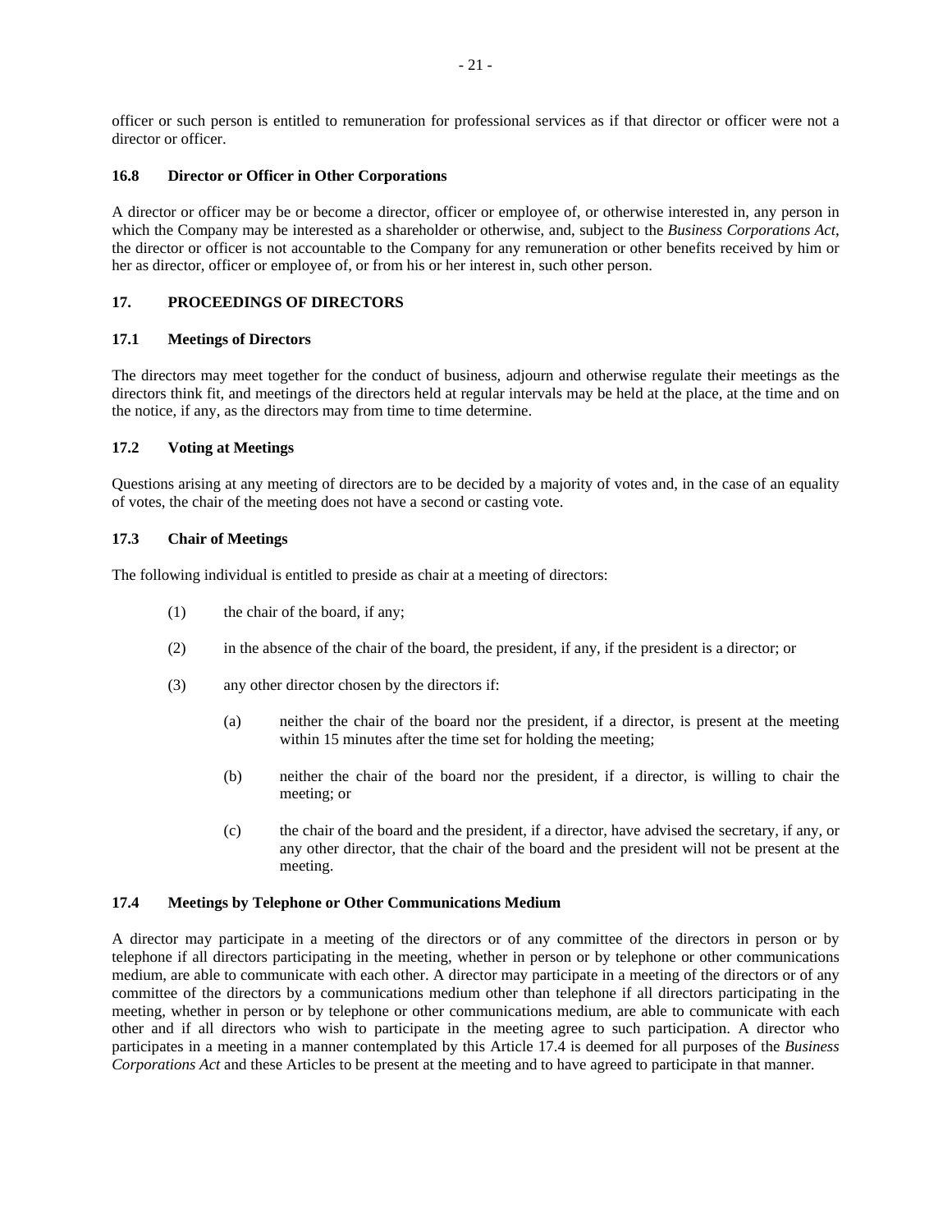officer or such person is entitled to remuneration for professional services as if that director or officer were not a director or officer.

### 16.8 Director or Officer in Other Corporations

A director or officer may be or become a director, officer or employee of, or otherwise interested in, any person in which the Company may be interested as a shareholder or otherwise, and, subject to the *Business Corporations Act*, the director or officer is not accountable to the Company for any remuneration or other benefits received by him or her as director, officer or employee of, or from his or her interest in, such other person.

## 17. PROCEEDINGS OF DIRECTORS

### 17.1 Meetings of Directors

The directors may meet together for the conduct of business, adjourn and otherwise regulate their meetings as the directors think fit, and meetings of the directors held at regular intervals may be held at the place, at the time and on the notice, if any, as the directors may from time to time determine.

### 17.2 Voting at Meetings

Questions arising at any meeting of directors are to be decided by a majority of votes and, in the case of an equality of votes, the chair of the meeting does not have a second or casting vote.

### 17.3 Chair of Meetings

The following individual is entitled to preside as chair at a meeting of directors:

(1) the chair of the board, if any;

(2) in the absence of the chair of the board, the president, if any, if the president is a director; or

(3) any other director chosen by the directors if:

   (a) neither the chair of the board nor the president, if a director, is present at the meeting within 15 minutes after the time set for holding the meeting;

   (b) neither the chair of the board nor the president, if a director, is willing to chair the meeting; or

   (c) the chair of the board and the president, if a director, have advised the secretary, if any, or any other director, that the chair of the board and the president will not be present at the meeting.

### 17.4 Meetings by Telephone or Other Communications Medium

A director may participate in a meeting of the directors or of any committee of the directors in person or by telephone if all directors participating in the meeting, whether in person or by telephone or other communications medium, are able to communicate with each other. A director may participate in a meeting of the directors or of any committee of the directors by a communications medium other than telephone if all directors participating in the meeting, whether in person or by telephone or other communications medium, are able to communicate with each other and if all directors who wish to participate in the meeting agree to such participation. A director who participates in a meeting in a manner contemplated by this Article 17.4 is deemed for all purposes of the *Business Corporations Act* and these Articles to be present at the meeting and to have agreed to participate in that manner.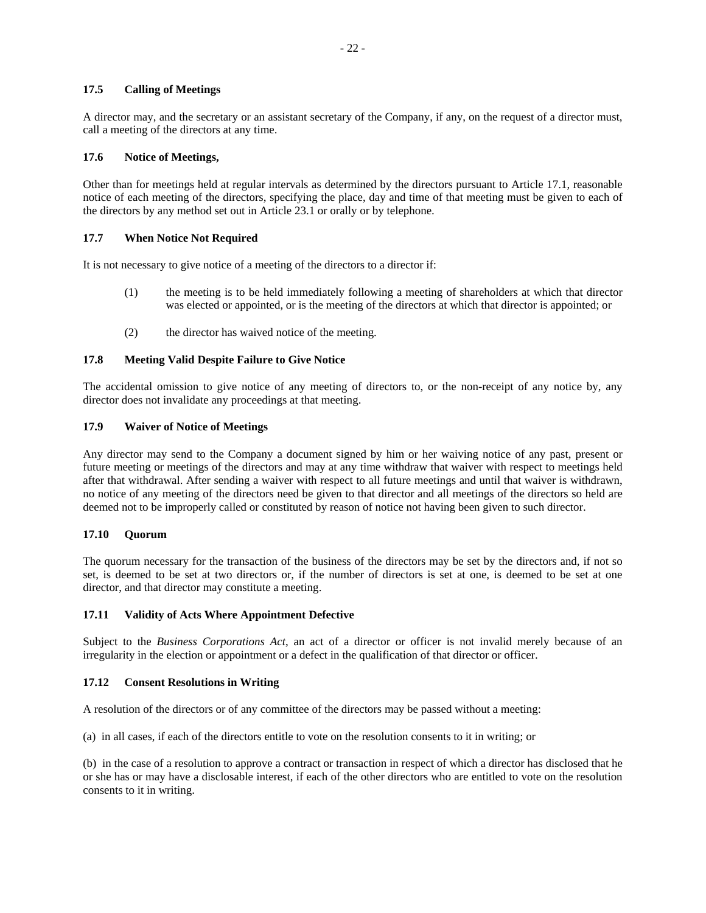### 17.5 Calling of Meetings

A director may, and the secretary or an assistant secretary of the Company, if any, on the request of a director must, call a meeting of the directors at any time.

### 17.6 Notice of Meetings,

Other than for meetings held at regular intervals as determined by the directors pursuant to Article 17.1, reasonable notice of each meeting of the directors, specifying the place, day and time of that meeting must be given to each of the directors by any method set out in Article 23.1 or orally or by telephone.

### 17.7 When Notice Not Required

It is not necessary to give notice of a meeting of the directors to a director if:

(1) the meeting is to be held immediately following a meeting of shareholders at which that director was elected or appointed, or is the meeting of the directors at which that director is appointed; or

(2) the director has waived notice of the meeting.

### 17.8 Meeting Valid Despite Failure to Give Notice

The accidental omission to give notice of any meeting of directors to, or the non-receipt of any notice by, any director does not invalidate any proceedings at that meeting.

### 17.9 Waiver of Notice of Meetings

Any director may send to the Company a document signed by him or her waiving notice of any past, present or future meeting or meetings of the directors and may at any time withdraw that waiver with respect to meetings held after that withdrawal. After sending a waiver with respect to all future meetings and until that waiver is withdrawn, no notice of any meeting of the directors need be given to that director and all meetings of the directors so held are deemed not to be improperly called or constituted by reason of notice not having been given to such director.

### 17.10 Quorum

The quorum necessary for the transaction of the business of the directors may be set by the directors and, if not so set, is deemed to be set at two directors or, if the number of directors is set at one, is deemed to be set at one director, and that director may constitute a meeting.

### 17.11 Validity of Acts Where Appointment Defective

Subject to the *Business Corporations Act*, an act of a director or officer is not invalid merely because of an irregularity in the election or appointment or a defect in the qualification of that director or officer.

### 17.12 Consent Resolutions in Writing

A resolution of the directors or of any committee of the directors may be passed without a meeting:

(a) in all cases, if each of the directors entitle to vote on the resolution consents to it in writing; or

(b) in the case of a resolution to approve a contract or transaction in respect of which a director has disclosed that he or she has or may have a disclosable interest, if each of the other directors who are entitled to vote on the resolution consents to it in writing.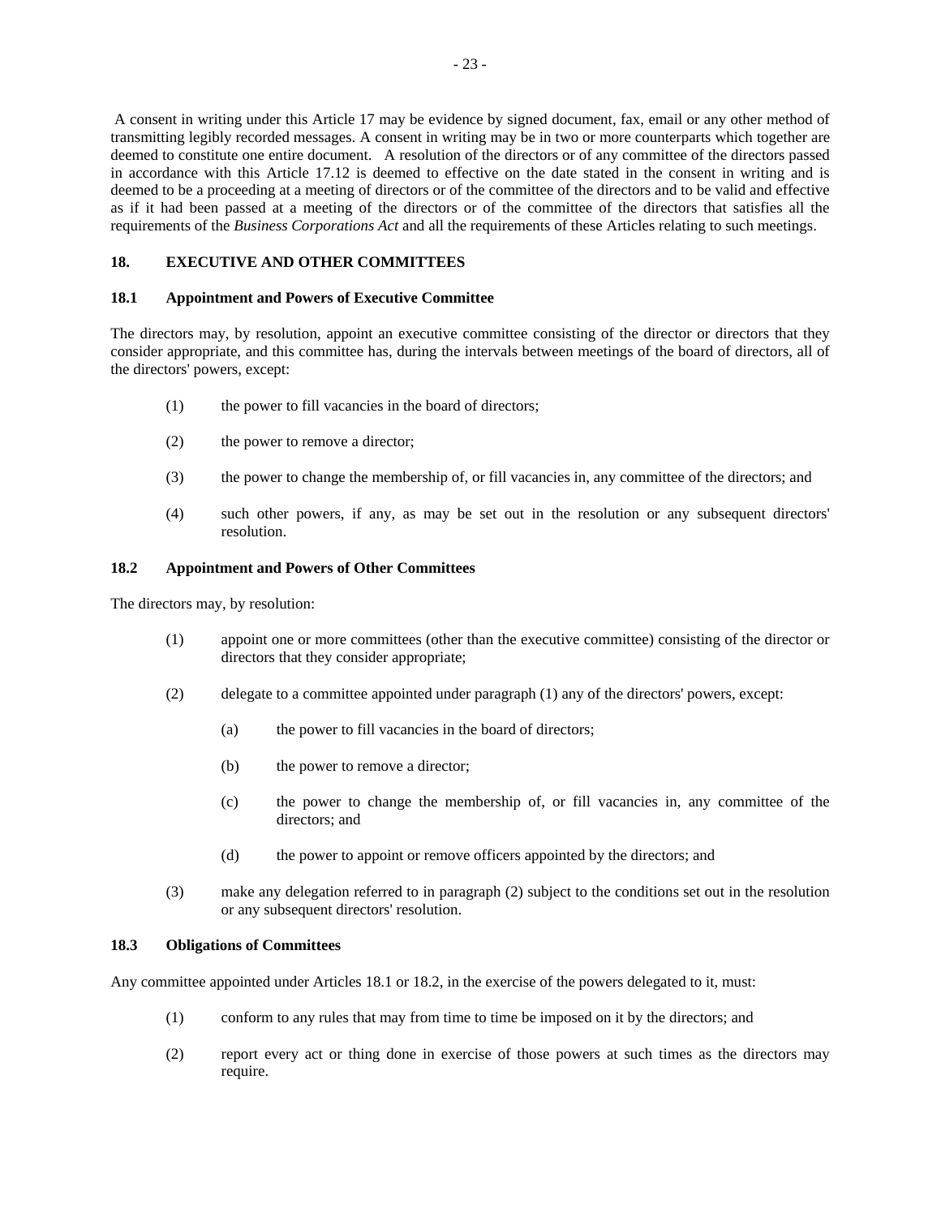A consent in writing under this Article 17 may be evidence by signed document, fax, email or any other method of transmitting legibly recorded messages. A consent in writing may be in two or more counterparts which together are deemed to constitute one entire document. A resolution of the directors or of any committee of the directors passed in accordance with this Article 17.12 is deemed to effective on the date stated in the consent in writing and is deemed to be a proceeding at a meeting of directors or of the committee of the directors and to be valid and effective as if it had been passed at a meeting of the directors or of the committee of the directors that satisfies all the requirements of the *Business Corporations Act* and all the requirements of these Articles relating to such meetings.

## 18. EXECUTIVE AND OTHER COMMITTEES

### 18.1 Appointment and Powers of Executive Committee

The directors may, by resolution, appoint an executive committee consisting of the director or directors that they consider appropriate, and this committee has, during the intervals between meetings of the board of directors, all of the directors' powers, except:

(1) the power to fill vacancies in the board of directors;

(2) the power to remove a director;

(3) the power to change the membership of, or fill vacancies in, any committee of the directors; and

(4) such other powers, if any, as may be set out in the resolution or any subsequent directors' resolution.

### 18.2 Appointment and Powers of Other Committees

The directors may, by resolution:

(1) appoint one or more committees (other than the executive committee) consisting of the director or directors that they consider appropriate;

(2) delegate to a committee appointed under paragraph (1) any of the directors' powers, except:

  (a) the power to fill vacancies in the board of directors;

  (b) the power to remove a director;

  (c) the power to change the membership of, or fill vacancies in, any committee of the directors; and

  (d) the power to appoint or remove officers appointed by the directors; and

(3) make any delegation referred to in paragraph (2) subject to the conditions set out in the resolution or any subsequent directors' resolution.

### 18.3 Obligations of Committees

Any committee appointed under Articles 18.1 or 18.2, in the exercise of the powers delegated to it, must:

(1) conform to any rules that may from time to time be imposed on it by the directors; and

(2) report every act or thing done in exercise of those powers at such times as the directors may require.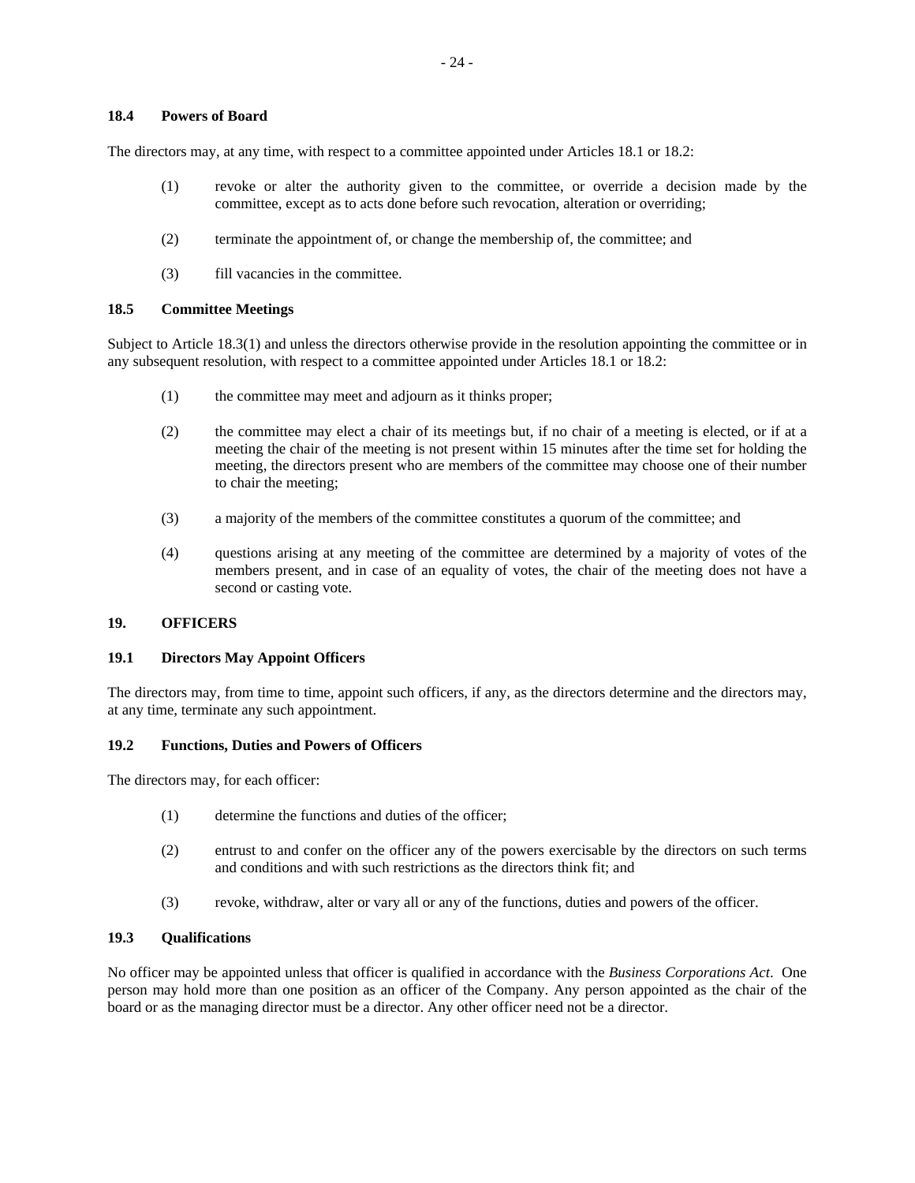### 18.4 Powers of Board

The directors may, at any time, with respect to a committee appointed under Articles 18.1 or 18.2:

(1) revoke or alter the authority given to the committee, or override a decision made by the committee, except as to acts done before such revocation, alteration or overriding;

(2) terminate the appointment of, or change the membership of, the committee; and

(3) fill vacancies in the committee.

### 18.5 Committee Meetings

Subject to Article 18.3(1) and unless the directors otherwise provide in the resolution appointing the committee or in any subsequent resolution, with respect to a committee appointed under Articles 18.1 or 18.2:

(1) the committee may meet and adjourn as it thinks proper;

(2) the committee may elect a chair of its meetings but, if no chair of a meeting is elected, or if at a meeting the chair of the meeting is not present within 15 minutes after the time set for holding the meeting, the directors present who are members of the committee may choose one of their number to chair the meeting;

(3) a majority of the members of the committee constitutes a quorum of the committee; and

(4) questions arising at any meeting of the committee are determined by a majority of votes of the members present, and in case of an equality of votes, the chair of the meeting does not have a second or casting vote.

## 19. OFFICERS

### 19.1 Directors May Appoint Officers

The directors may, from time to time, appoint such officers, if any, as the directors determine and the directors may, at any time, terminate any such appointment.

### 19.2 Functions, Duties and Powers of Officers

The directors may, for each officer:

(1) determine the functions and duties of the officer;

(2) entrust to and confer on the officer any of the powers exercisable by the directors on such terms and conditions and with such restrictions as the directors think fit; and

(3) revoke, withdraw, alter or vary all or any of the functions, duties and powers of the officer.

### 19.3 Qualifications

No officer may be appointed unless that officer is qualified in accordance with the *Business Corporations Act*. One person may hold more than one position as an officer of the Company. Any person appointed as the chair of the board or as the managing director must be a director. Any other officer need not be a director.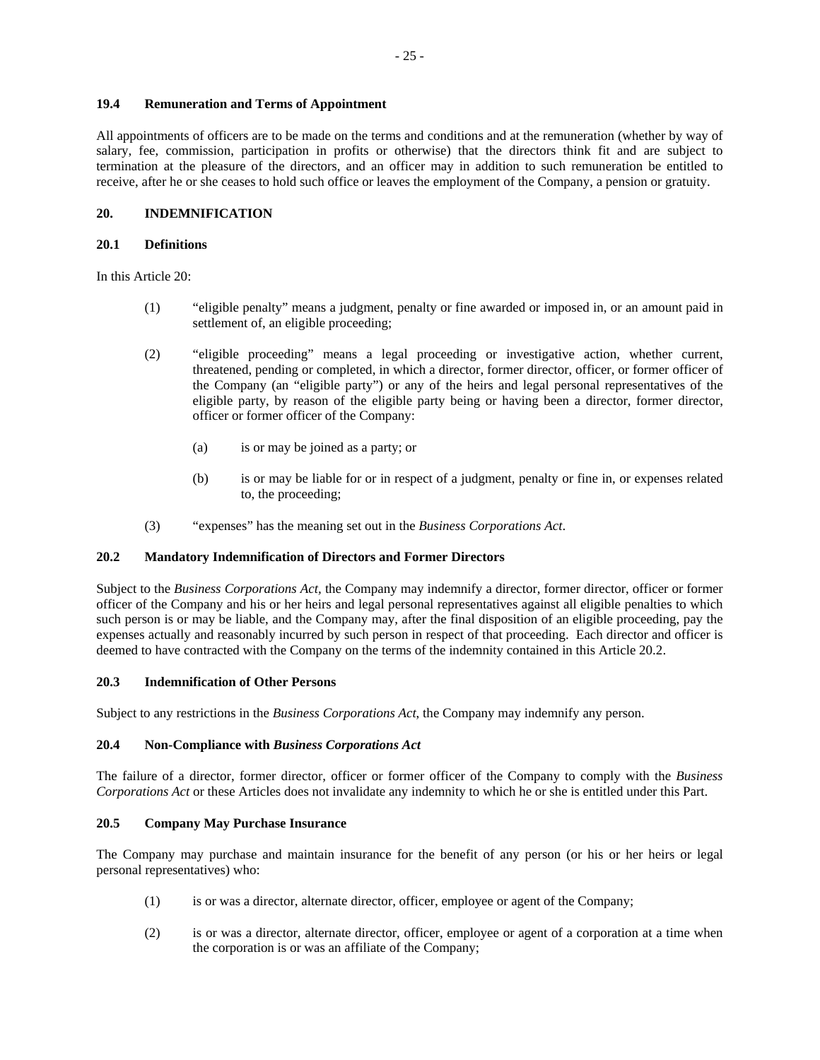#### 19.4 Remuneration and Terms of Appointment

All appointments of officers are to be made on the terms and conditions and at the remuneration (whether by way of salary, fee, commission, participation in profits or otherwise) that the directors think fit and are subject to termination at the pleasure of the directors, and an officer may in addition to such remuneration be entitled to receive, after he or she ceases to hold such office or leaves the employment of the Company, a pension or gratuity.

### 20. INDEMNIFICATION

#### 20.1 Definitions

In this Article 20:

(1) "eligible penalty" means a judgment, penalty or fine awarded or imposed in, or an amount paid in settlement of, an eligible proceeding;

(2) "eligible proceeding" means a legal proceeding or investigative action, whether current, threatened, pending or completed, in which a director, former director, officer, or former officer of the Company (an "eligible party") or any of the heirs and legal personal representatives of the eligible party, by reason of the eligible party being or having been a director, former director, officer or former officer of the Company:

   (a) is or may be joined as a party; or

   (b) is or may be liable for or in respect of a judgment, penalty or fine in, or expenses related to, the proceeding;

(3) "expenses" has the meaning set out in the *Business Corporations Act*.

#### 20.2 Mandatory Indemnification of Directors and Former Directors

Subject to the *Business Corporations Act*, the Company may indemnify a director, former director, officer or former officer of the Company and his or her heirs and legal personal representatives against all eligible penalties to which such person is or may be liable, and the Company may, after the final disposition of an eligible proceeding, pay the expenses actually and reasonably incurred by such person in respect of that proceeding. Each director and officer is deemed to have contracted with the Company on the terms of the indemnity contained in this Article 20.2.

#### 20.3 Indemnification of Other Persons

Subject to any restrictions in the *Business Corporations Act*, the Company may indemnify any person.

#### 20.4 Non-Compliance with *Business Corporations Act*

The failure of a director, former director, officer or former officer of the Company to comply with the *Business Corporations Act* or these Articles does not invalidate any indemnity to which he or she is entitled under this Part.

#### 20.5 Company May Purchase Insurance

The Company may purchase and maintain insurance for the benefit of any person (or his or her heirs or legal personal representatives) who:

(1) is or was a director, alternate director, officer, employee or agent of the Company;

(2) is or was a director, alternate director, officer, employee or agent of a corporation at a time when the corporation is or was an affiliate of the Company;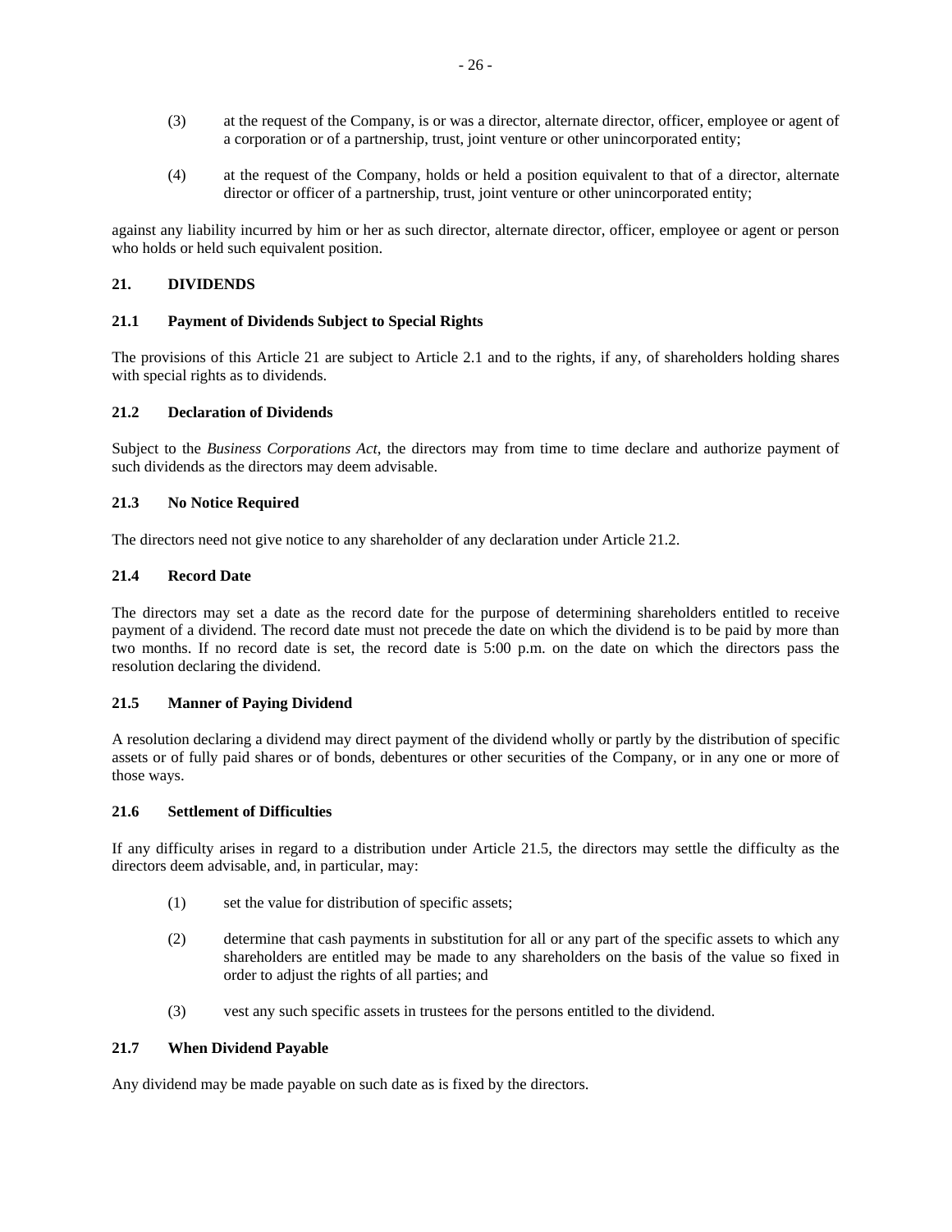(3) at the request of the Company, is or was a director, alternate director, officer, employee or agent of a corporation or of a partnership, trust, joint venture or other unincorporated entity;

(4) at the request of the Company, holds or held a position equivalent to that of a director, alternate director or officer of a partnership, trust, joint venture or other unincorporated entity;

against any liability incurred by him or her as such director, alternate director, officer, employee or agent or person who holds or held such equivalent position.

## 21. DIVIDENDS

### 21.1 Payment of Dividends Subject to Special Rights

The provisions of this Article 21 are subject to Article 2.1 and to the rights, if any, of shareholders holding shares with special rights as to dividends.

### 21.2 Declaration of Dividends

Subject to the *Business Corporations Act*, the directors may from time to time declare and authorize payment of such dividends as the directors may deem advisable.

### 21.3 No Notice Required

The directors need not give notice to any shareholder of any declaration under Article 21.2.

### 21.4 Record Date

The directors may set a date as the record date for the purpose of determining shareholders entitled to receive payment of a dividend. The record date must not precede the date on which the dividend is to be paid by more than two months. If no record date is set, the record date is 5:00 p.m. on the date on which the directors pass the resolution declaring the dividend.

### 21.5 Manner of Paying Dividend

A resolution declaring a dividend may direct payment of the dividend wholly or partly by the distribution of specific assets or of fully paid shares or of bonds, debentures or other securities of the Company, or in any one or more of those ways.

### 21.6 Settlement of Difficulties

If any difficulty arises in regard to a distribution under Article 21.5, the directors may settle the difficulty as the directors deem advisable, and, in particular, may:

(1) set the value for distribution of specific assets;

(2) determine that cash payments in substitution for all or any part of the specific assets to which any shareholders are entitled may be made to any shareholders on the basis of the value so fixed in order to adjust the rights of all parties; and

(3) vest any such specific assets in trustees for the persons entitled to the dividend.

### 21.7 When Dividend Payable

Any dividend may be made payable on such date as is fixed by the directors.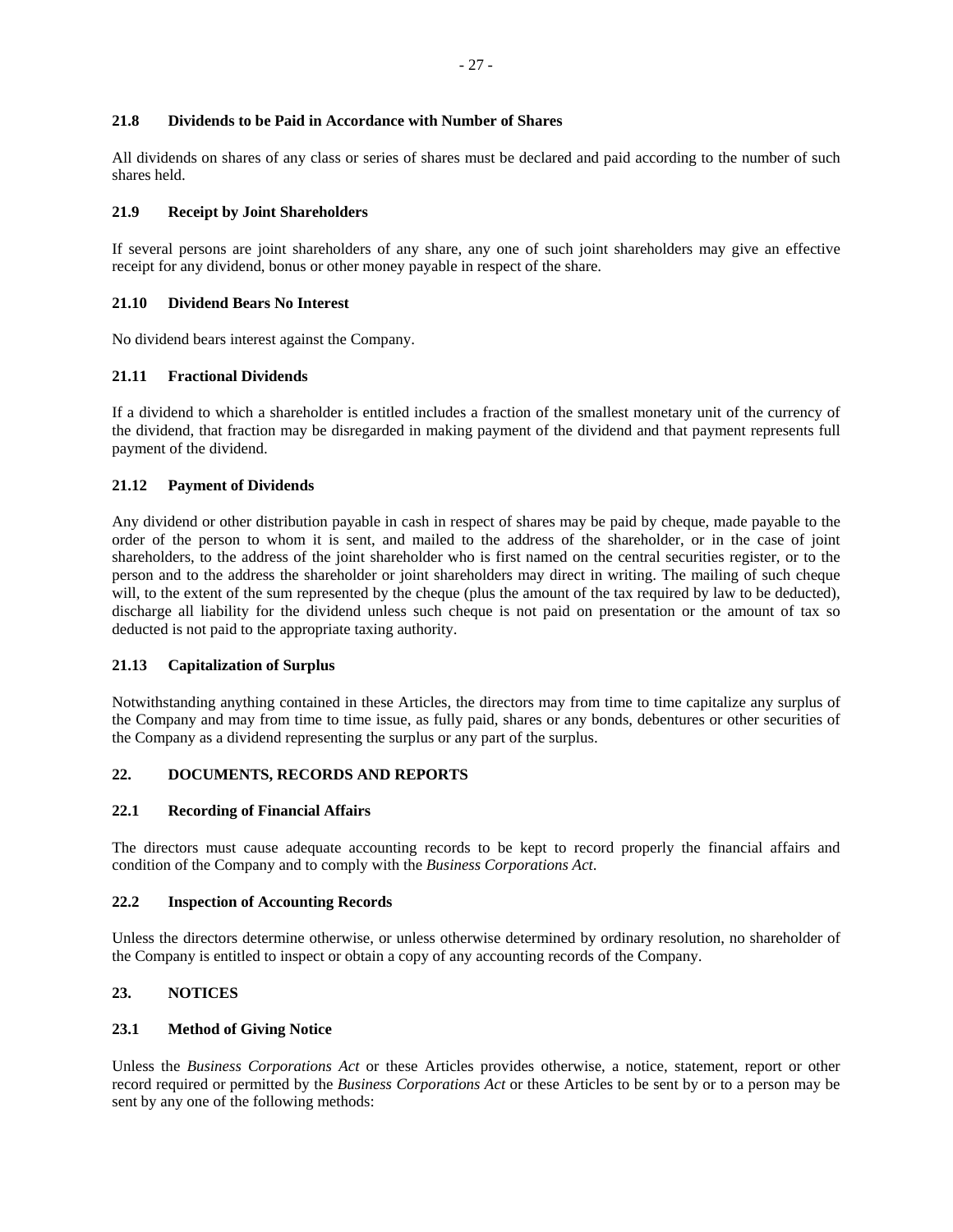### 21.8 Dividends to be Paid in Accordance with Number of Shares

All dividends on shares of any class or series of shares must be declared and paid according to the number of such shares held.

### 21.9 Receipt by Joint Shareholders

If several persons are joint shareholders of any share, any one of such joint shareholders may give an effective receipt for any dividend, bonus or other money payable in respect of the share.

### 21.10 Dividend Bears No Interest

No dividend bears interest against the Company.

### 21.11 Fractional Dividends

If a dividend to which a shareholder is entitled includes a fraction of the smallest monetary unit of the currency of the dividend, that fraction may be disregarded in making payment of the dividend and that payment represents full payment of the dividend.

### 21.12 Payment of Dividends

Any dividend or other distribution payable in cash in respect of shares may be paid by cheque, made payable to the order of the person to whom it is sent, and mailed to the address of the shareholder, or in the case of joint shareholders, to the address of the joint shareholder who is first named on the central securities register, or to the person and to the address the shareholder or joint shareholders may direct in writing. The mailing of such cheque will, to the extent of the sum represented by the cheque (plus the amount of the tax required by law to be deducted), discharge all liability for the dividend unless such cheque is not paid on presentation or the amount of tax so deducted is not paid to the appropriate taxing authority.

### 21.13 Capitalization of Surplus

Notwithstanding anything contained in these Articles, the directors may from time to time capitalize any surplus of the Company and may from time to time issue, as fully paid, shares or any bonds, debentures or other securities of the Company as a dividend representing the surplus or any part of the surplus.

## 22. DOCUMENTS, RECORDS AND REPORTS

### 22.1 Recording of Financial Affairs

The directors must cause adequate accounting records to be kept to record properly the financial affairs and condition of the Company and to comply with the *Business Corporations Act*.

### 22.2 Inspection of Accounting Records

Unless the directors determine otherwise, or unless otherwise determined by ordinary resolution, no shareholder of the Company is entitled to inspect or obtain a copy of any accounting records of the Company.

## 23. NOTICES

### 23.1 Method of Giving Notice

Unless the *Business Corporations Act* or these Articles provides otherwise, a notice, statement, report or other record required or permitted by the *Business Corporations Act* or these Articles to be sent by or to a person may be sent by any one of the following methods: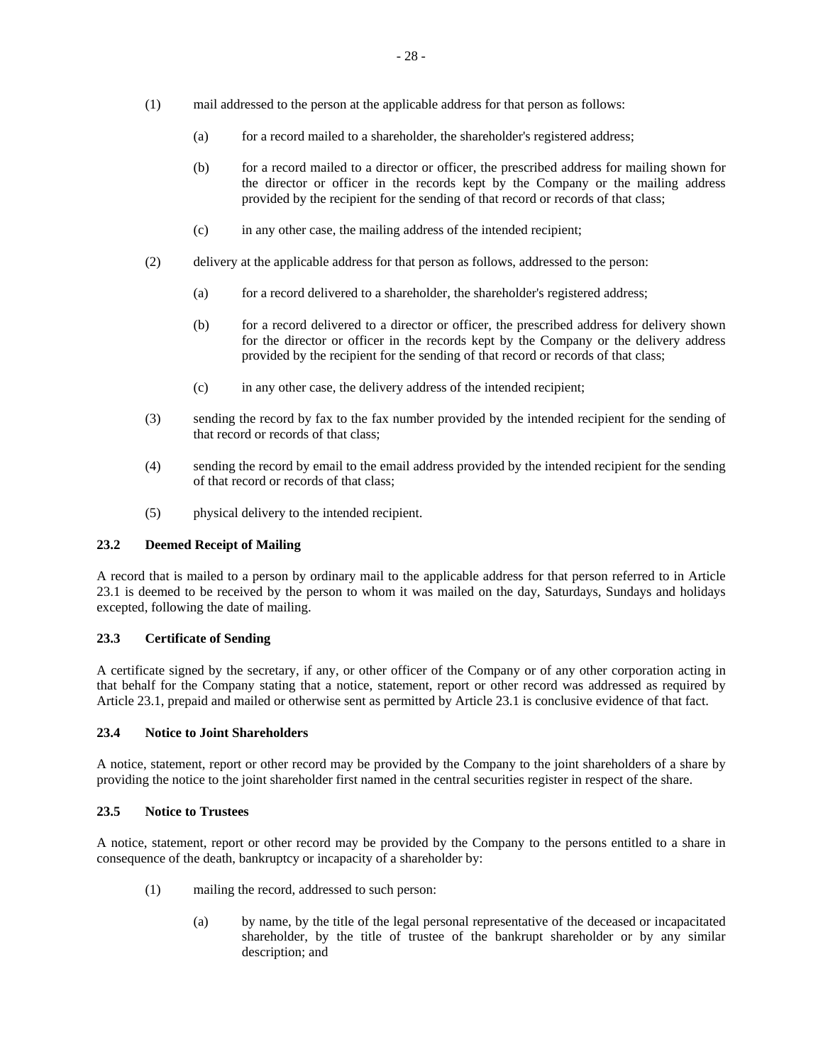(1) mail addressed to the person at the applicable address for that person as follows:

   (a) for a record mailed to a shareholder, the shareholder's registered address;

   (b) for a record mailed to a director or officer, the prescribed address for mailing shown for the director or officer in the records kept by the Company or the mailing address provided by the recipient for the sending of that record or records of that class;

   (c) in any other case, the mailing address of the intended recipient;

(2) delivery at the applicable address for that person as follows, addressed to the person:

   (a) for a record delivered to a shareholder, the shareholder's registered address;

   (b) for a record delivered to a director or officer, the prescribed address for delivery shown for the director or officer in the records kept by the Company or the delivery address provided by the recipient for the sending of that record or records of that class;

   (c) in any other case, the delivery address of the intended recipient;

(3) sending the record by fax to the fax number provided by the intended recipient for the sending of that record or records of that class;

(4) sending the record by email to the email address provided by the intended recipient for the sending of that record or records of that class;

(5) physical delivery to the intended recipient.

### 23.2 Deemed Receipt of Mailing

A record that is mailed to a person by ordinary mail to the applicable address for that person referred to in Article 23.1 is deemed to be received by the person to whom it was mailed on the day, Saturdays, Sundays and holidays excepted, following the date of mailing.

### 23.3 Certificate of Sending

A certificate signed by the secretary, if any, or other officer of the Company or of any other corporation acting in that behalf for the Company stating that a notice, statement, report or other record was addressed as required by Article 23.1, prepaid and mailed or otherwise sent as permitted by Article 23.1 is conclusive evidence of that fact.

### 23.4 Notice to Joint Shareholders

A notice, statement, report or other record may be provided by the Company to the joint shareholders of a share by providing the notice to the joint shareholder first named in the central securities register in respect of the share.

### 23.5 Notice to Trustees

A notice, statement, report or other record may be provided by the Company to the persons entitled to a share in consequence of the death, bankruptcy or incapacity of a shareholder by:

(1) mailing the record, addressed to such person:

   (a) by name, by the title of the legal personal representative of the deceased or incapacitated shareholder, by the title of trustee of the bankrupt shareholder or by any similar description; and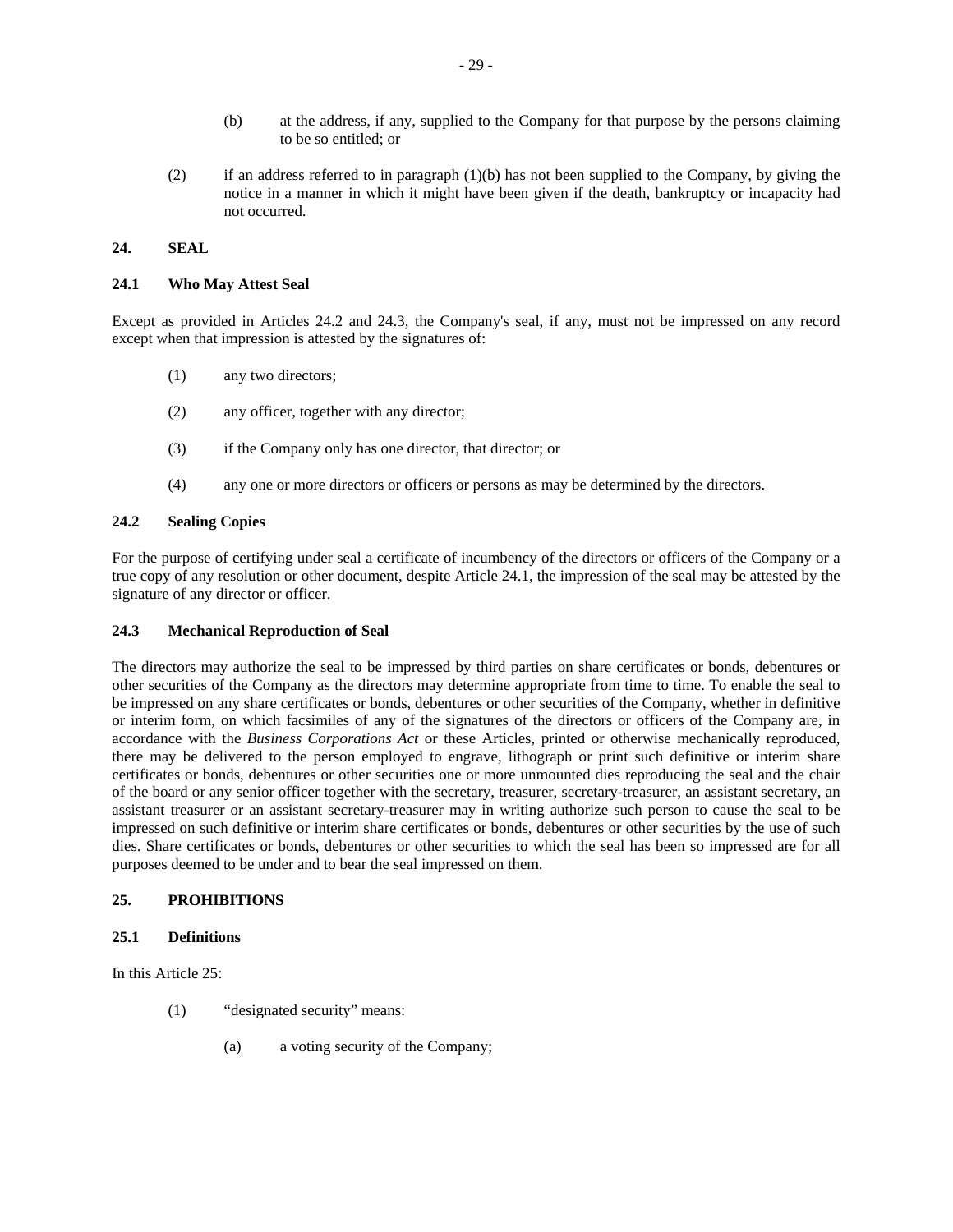(b) at the address, if any, supplied to the Company for that purpose by the persons claiming to be so entitled; or

(2) if an address referred to in paragraph (1)(b) has not been supplied to the Company, by giving the notice in a manner in which it might have been given if the death, bankruptcy or incapacity had not occurred.

## 24. SEAL

### 24.1 Who May Attest Seal

Except as provided in Articles 24.2 and 24.3, the Company's seal, if any, must not be impressed on any record except when that impression is attested by the signatures of:

(1) any two directors;

(2) any officer, together with any director;

(3) if the Company only has one director, that director; or

(4) any one or more directors or officers or persons as may be determined by the directors.

### 24.2 Sealing Copies

For the purpose of certifying under seal a certificate of incumbency of the directors or officers of the Company or a true copy of any resolution or other document, despite Article 24.1, the impression of the seal may be attested by the signature of any director or officer.

### 24.3 Mechanical Reproduction of Seal

The directors may authorize the seal to be impressed by third parties on share certificates or bonds, debentures or other securities of the Company as the directors may determine appropriate from time to time. To enable the seal to be impressed on any share certificates or bonds, debentures or other securities of the Company, whether in definitive or interim form, on which facsimiles of any of the signatures of the directors or officers of the Company are, in accordance with the *Business Corporations Act* or these Articles, printed or otherwise mechanically reproduced, there may be delivered to the person employed to engrave, lithograph or print such definitive or interim share certificates or bonds, debentures or other securities one or more unmounted dies reproducing the seal and the chair of the board or any senior officer together with the secretary, treasurer, secretary-treasurer, an assistant secretary, an assistant treasurer or an assistant secretary-treasurer may in writing authorize such person to cause the seal to be impressed on such definitive or interim share certificates or bonds, debentures or other securities by the use of such dies. Share certificates or bonds, debentures or other securities to which the seal has been so impressed are for all purposes deemed to be under and to bear the seal impressed on them.

## 25. PROHIBITIONS

### 25.1 Definitions

In this Article 25:

(1) “designated security” means:

(a) a voting security of the Company;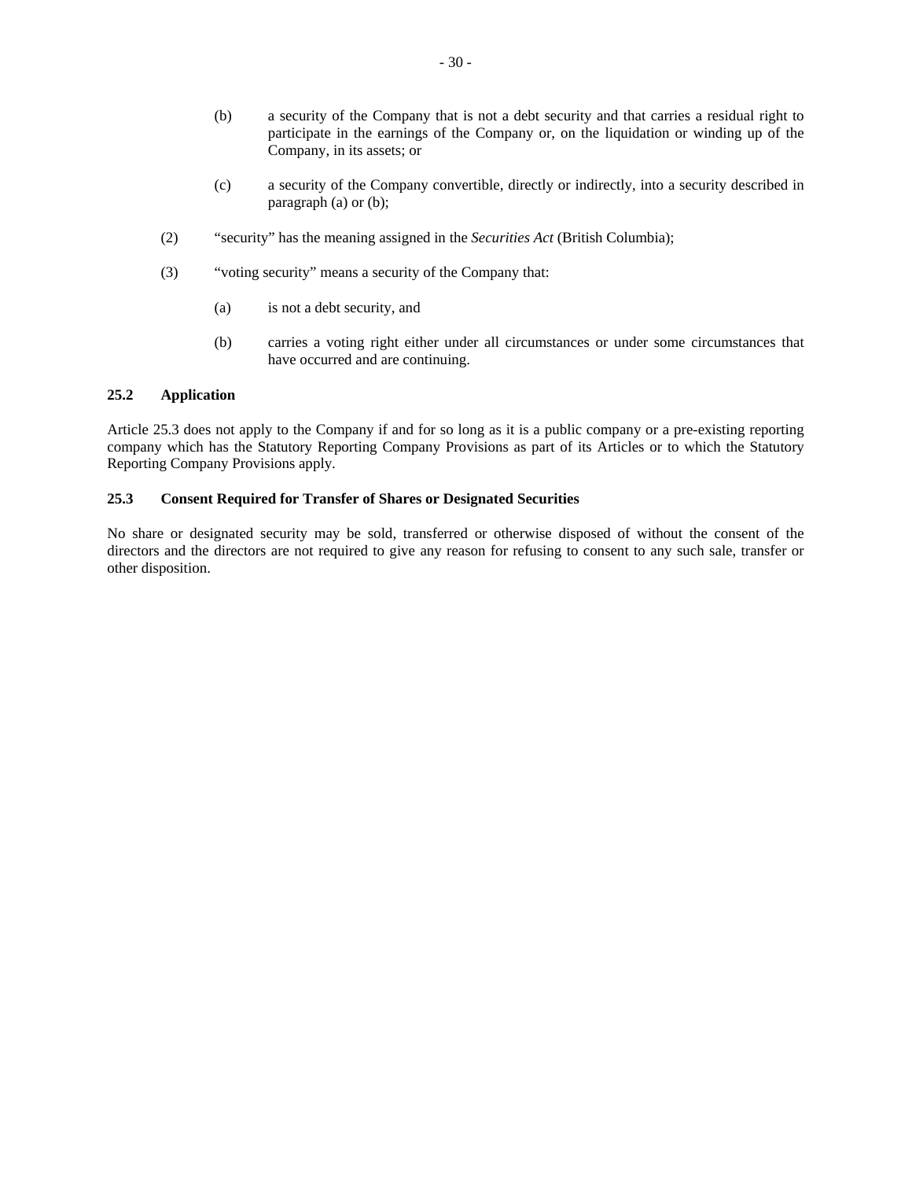(b) a security of the Company that is not a debt security and that carries a residual right to participate in the earnings of the Company or, on the liquidation or winding up of the Company, in its assets; or

(c) a security of the Company convertible, directly or indirectly, into a security described in paragraph (a) or (b);

(2) "security" has the meaning assigned in the *Securities Act* (British Columbia);

(3) "voting security" means a security of the Company that:

(a) is not a debt security, and

(b) carries a voting right either under all circumstances or under some circumstances that have occurred and are continuing.

**25.2 Application**

Article 25.3 does not apply to the Company if and for so long as it is a public company or a pre-existing reporting company which has the Statutory Reporting Company Provisions as part of its Articles or to which the Statutory Reporting Company Provisions apply.

**25.3 Consent Required for Transfer of Shares or Designated Securities**

No share or designated security may be sold, transferred or otherwise disposed of without the consent of the directors and the directors are not required to give any reason for refusing to consent to any such sale, transfer or other disposition.